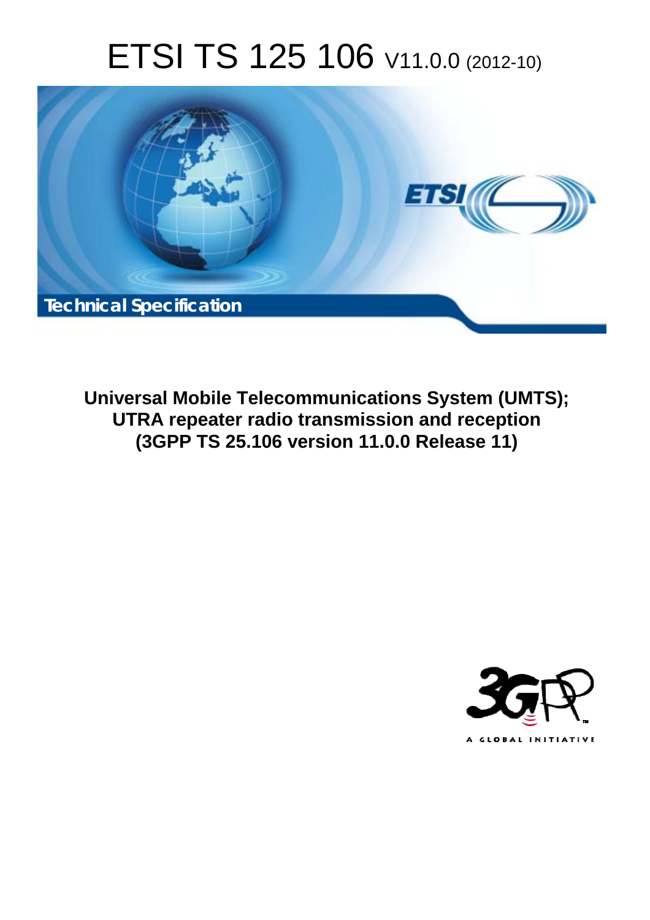# ETSI TS 125 106 V11.0.0 (2012-10)

**Technical Specification**

**Universal Mobile Telecommunications System (UMTS); UTRA repeater radio transmission and reception (3GPP TS 25.106 version 11.0.0 Release 11)**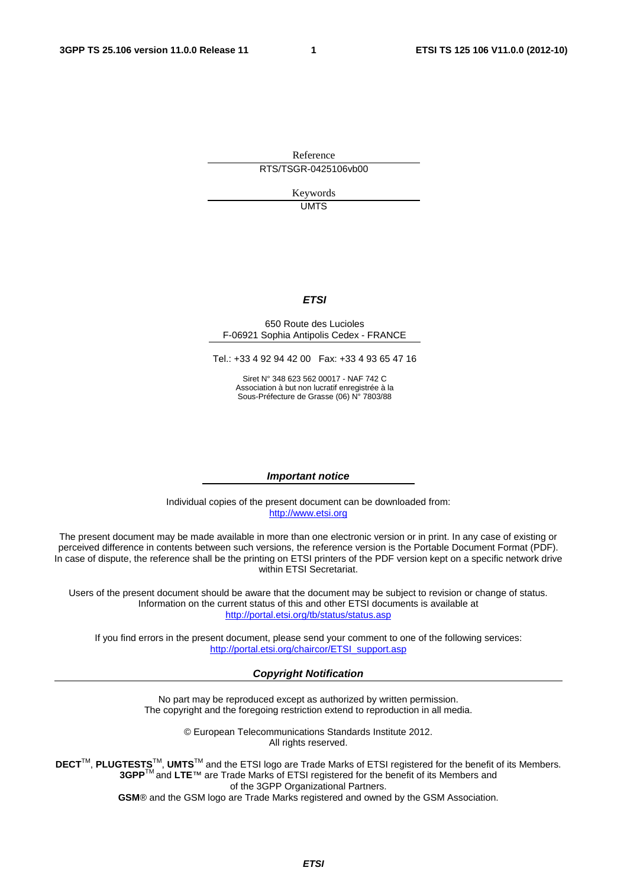Reference

RTS/TSGR-0425106vb00

Keywords

UMTS

***ETSI***

650 Route des Lucioles
F-06921 Sophia Antipolis Cedex - FRANCE

Tel.: +33 4 92 94 42 00 Fax: +33 4 93 65 47 16

Siret N° 348 623 562 00017 - NAF 742 C
Association à but non lucratif enregistrée à la
Sous-Préfecture de Grasse (06) N° 7803/88

***Important notice***

Individual copies of the present document can be downloaded from:
http://www.etsi.org

The present document may be made available in more than one electronic version or in print. In any case of existing or perceived difference in contents between such versions, the reference version is the Portable Document Format (PDF). In case of dispute, the reference shall be the printing on ETSI printers of the PDF version kept on a specific network drive within ETSI Secretariat.

Users of the present document should be aware that the document may be subject to revision or change of status. Information on the current status of this and other ETSI documents is available at
http://portal.etsi.org/tb/status/status.asp

If you find errors in the present document, please send your comment to one of the following services:
http://portal.etsi.org/chaircor/ETSI_support.asp

***Copyright Notification***

No part may be reproduced except as authorized by written permission.
The copyright and the foregoing restriction extend to reproduction in all media.

© European Telecommunications Standards Institute 2012.
All rights reserved.

**DECT**™, **PLUGTESTS**™, **UMTS**™ and the ETSI logo are Trade Marks of ETSI registered for the benefit of its Members.
**3GPP**™ and **LTE**™ are Trade Marks of ETSI registered for the benefit of its Members and
of the 3GPP Organizational Partners.
**GSM**® and the GSM logo are Trade Marks registered and owned by the GSM Association.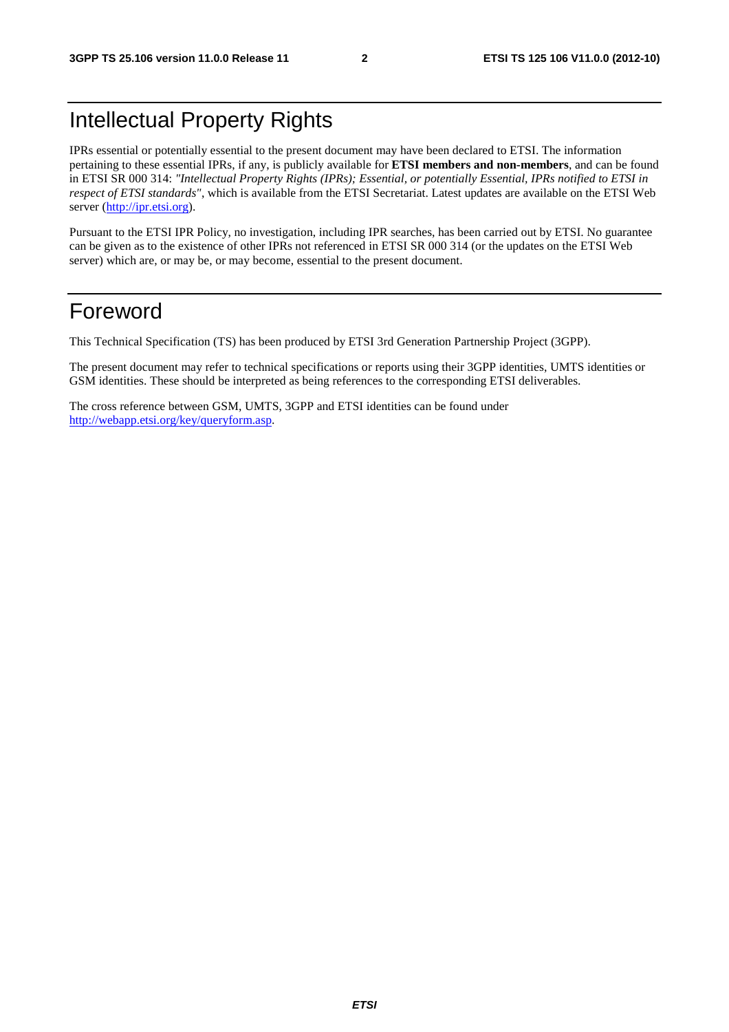# Intellectual Property Rights

IPRs essential or potentially essential to the present document may have been declared to ETSI. The information pertaining to these essential IPRs, if any, is publicly available for **ETSI members and non-members**, and can be found in ETSI SR 000 314: *"Intellectual Property Rights (IPRs); Essential, or potentially Essential, IPRs notified to ETSI in respect of ETSI standards"*, which is available from the ETSI Secretariat. Latest updates are available on the ETSI Web server (http://ipr.etsi.org).

Pursuant to the ETSI IPR Policy, no investigation, including IPR searches, has been carried out by ETSI. No guarantee can be given as to the existence of other IPRs not referenced in ETSI SR 000 314 (or the updates on the ETSI Web server) which are, or may be, or may become, essential to the present document.

# Foreword

This Technical Specification (TS) has been produced by ETSI 3rd Generation Partnership Project (3GPP).

The present document may refer to technical specifications or reports using their 3GPP identities, UMTS identities or GSM identities. These should be interpreted as being references to the corresponding ETSI deliverables.

The cross reference between GSM, UMTS, 3GPP and ETSI identities can be found under http://webapp.etsi.org/key/queryform.asp.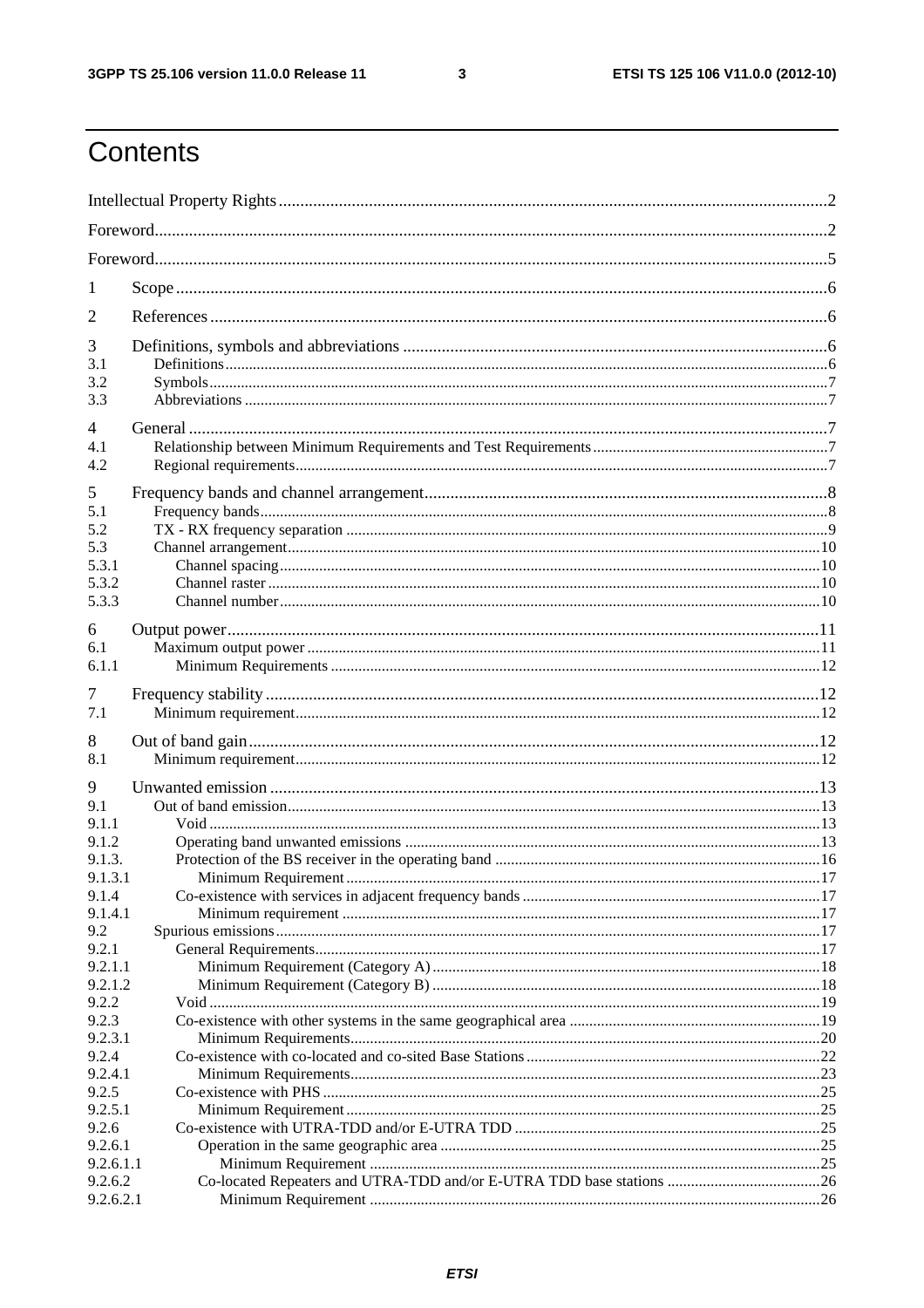# Contents

Intellectual Property Rights..........2
Foreword..........2
Foreword..........5

1 Scope..........6

2 References..........6

3 Definitions, symbols and abbreviations..........6
3.1 Definitions..........6
3.2 Symbols..........7
3.3 Abbreviations..........7

4 General..........7
4.1 Relationship between Minimum Requirements and Test Requirements..........7
4.2 Regional requirements..........7

5 Frequency bands and channel arrangement..........8
5.1 Frequency bands..........8
5.2 TX - RX frequency separation..........9
5.3 Channel arrangement..........10
5.3.1 Channel spacing..........10
5.3.2 Channel raster..........10
5.3.3 Channel number..........10

6 Output power..........11
6.1 Maximum output power..........11
6.1.1 Minimum Requirements..........12

7 Frequency stability..........12
7.1 Minimum requirement..........12

8 Out of band gain..........12
8.1 Minimum requirement..........12

9 Unwanted emission..........13
9.1 Out of band emission..........13
9.1.1 Void..........13
9.1.2 Operating band unwanted emissions..........13
9.1.3. Protection of the BS receiver in the operating band..........16
9.1.3.1 Minimum Requirement..........17
9.1.4 Co-existence with services in adjacent frequency bands..........17
9.1.4.1 Minimum requirement..........17
9.2 Spurious emissions..........17
9.2.1 General Requirements..........17
9.2.1.1 Minimum Requirement (Category A)..........18
9.2.1.2 Minimum Requirement (Category B)..........18
9.2.2 Void..........19
9.2.3 Co-existence with other systems in the same geographical area..........19
9.2.3.1 Minimum Requirements..........20
9.2.4 Co-existence with co-located and co-sited Base Stations..........22
9.2.4.1 Minimum Requirements..........23
9.2.5 Co-existence with PHS..........25
9.2.5.1 Minimum Requirement..........25
9.2.6 Co-existence with UTRA-TDD and/or E-UTRA TDD..........25
9.2.6.1 Operation in the same geographic area..........25
9.2.6.1.1 Minimum Requirement..........25
9.2.6.2 Co-located Repeaters and UTRA-TDD and/or E-UTRA TDD base stations..........26
9.2.6.2.1 Minimum Requirement..........26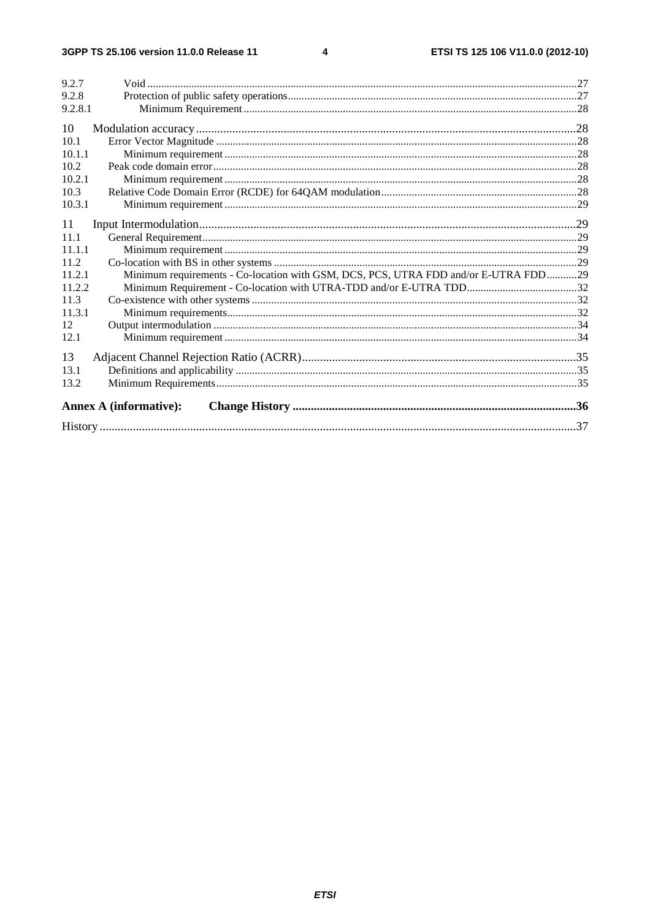9.2.7 Void .....27
9.2.8 Protection of public safety operations .....27
9.2.8.1 Minimum Requirement .....28

10 Modulation accuracy .....28
10.1 Error Vector Magnitude .....28
10.1.1 Minimum requirement .....28
10.2 Peak code domain error .....28
10.2.1 Minimum requirement .....28
10.3 Relative Code Domain Error (RCDE) for 64QAM modulation .....28
10.3.1 Minimum requirement .....29

11 Input Intermodulation .....29
11.1 General Requirement .....29
11.1.1 Minimum requirement .....29
11.2 Co-location with BS in other systems .....29
11.2.1 Minimum requirements - Co-location with GSM, DCS, PCS, UTRA FDD and/or E-UTRA FDD .....29
11.2.2 Minimum Requirement - Co-location with UTRA-TDD and/or E-UTRA TDD .....32
11.3 Co-existence with other systems .....32
11.3.1 Minimum requirements .....32
12 Output intermodulation .....34
12.1 Minimum requirement .....34

13 Adjacent Channel Rejection Ratio (ACRR) .....35
13.1 Definitions and applicability .....35
13.2 Minimum Requirements .....35

**Annex A (informative): Change History .....36**

History .....37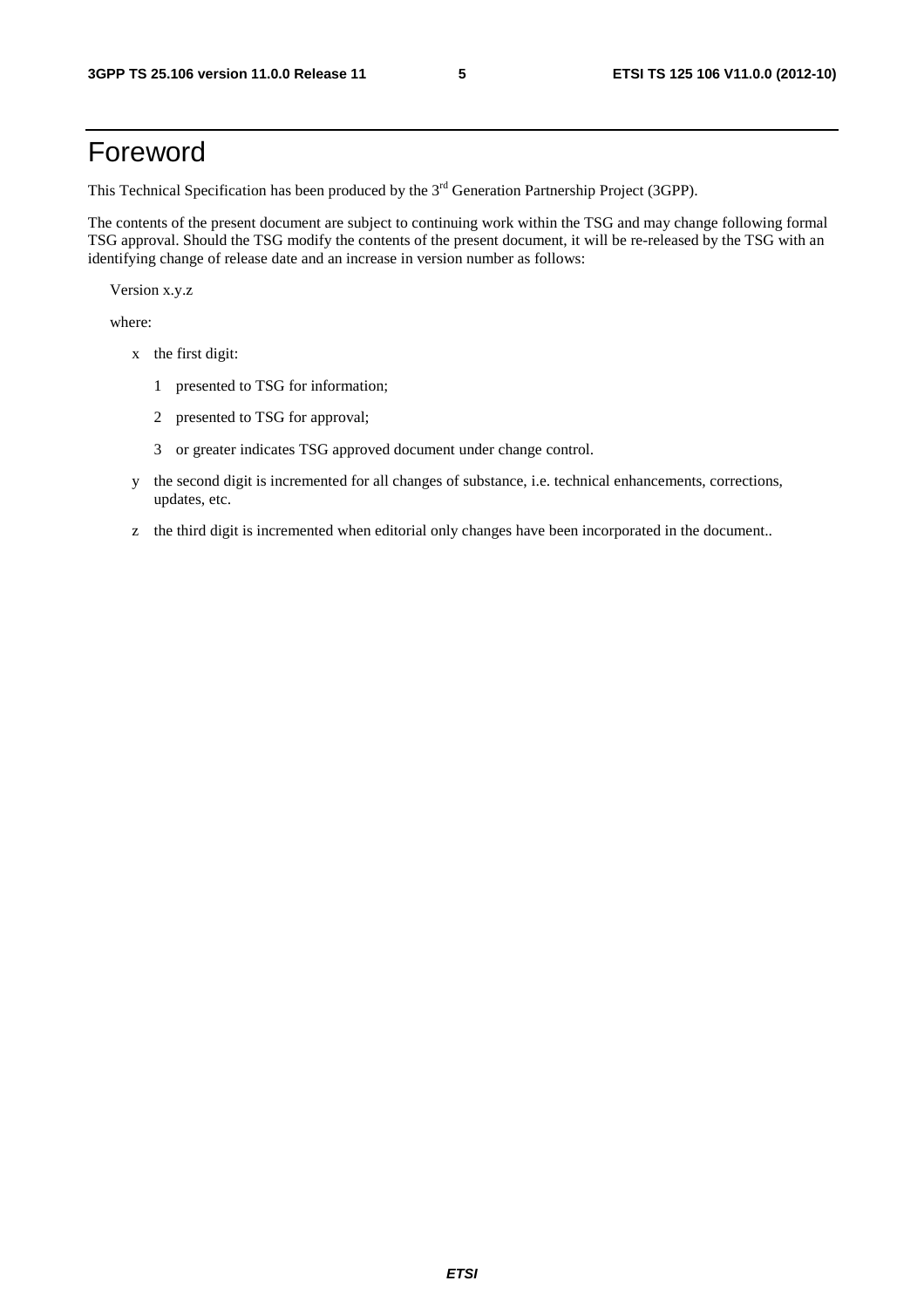# Foreword

This Technical Specification has been produced by the 3rd Generation Partnership Project (3GPP).

The contents of the present document are subject to continuing work within the TSG and may change following formal TSG approval. Should the TSG modify the contents of the present document, it will be re-released by the TSG with an identifying change of release date and an increase in version number as follows:

Version x.y.z

where:

- x the first digit:
  - 1 presented to TSG for information;
  - 2 presented to TSG for approval;
  - 3 or greater indicates TSG approved document under change control.
- y the second digit is incremented for all changes of substance, i.e. technical enhancements, corrections, updates, etc.
- z the third digit is incremented when editorial only changes have been incorporated in the document..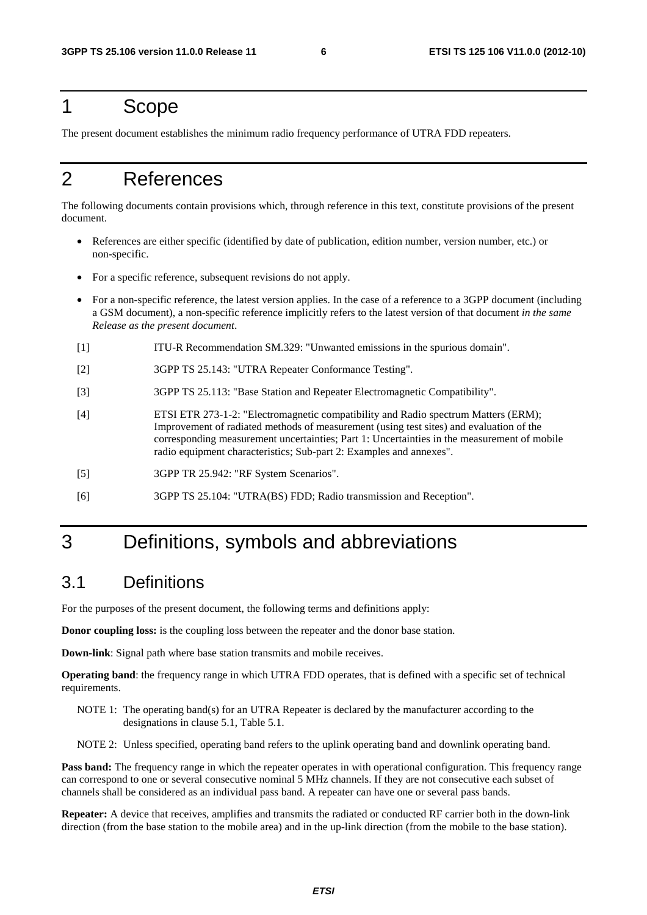# 1 Scope

The present document establishes the minimum radio frequency performance of UTRA FDD repeaters.

# 2 References

The following documents contain provisions which, through reference in this text, constitute provisions of the present document.

- References are either specific (identified by date of publication, edition number, version number, etc.) or non-specific.
- For a specific reference, subsequent revisions do not apply.
- For a non-specific reference, the latest version applies. In the case of a reference to a 3GPP document (including a GSM document), a non-specific reference implicitly refers to the latest version of that document *in the same Release as the present document*.

[1] ITU-R Recommendation SM.329: "Unwanted emissions in the spurious domain".

[2] 3GPP TS 25.143: "UTRA Repeater Conformance Testing".

[3] 3GPP TS 25.113: "Base Station and Repeater Electromagnetic Compatibility".

[4] ETSI ETR 273-1-2: "Electromagnetic compatibility and Radio spectrum Matters (ERM); Improvement of radiated methods of measurement (using test sites) and evaluation of the corresponding measurement uncertainties; Part 1: Uncertainties in the measurement of mobile radio equipment characteristics; Sub-part 2: Examples and annexes".

[5] 3GPP TR 25.942: "RF System Scenarios".

[6] 3GPP TS 25.104: "UTRA(BS) FDD; Radio transmission and Reception".

# 3 Definitions, symbols and abbreviations

## 3.1 Definitions

For the purposes of the present document, the following terms and definitions apply:

**Donor coupling loss:** is the coupling loss between the repeater and the donor base station.

**Down-link**: Signal path where base station transmits and mobile receives.

**Operating band**: the frequency range in which UTRA FDD operates, that is defined with a specific set of technical requirements.

NOTE 1: The operating band(s) for an UTRA Repeater is declared by the manufacturer according to the designations in clause 5.1, Table 5.1.

NOTE 2: Unless specified, operating band refers to the uplink operating band and downlink operating band.

**Pass band:** The frequency range in which the repeater operates in with operational configuration. This frequency range can correspond to one or several consecutive nominal 5 MHz channels. If they are not consecutive each subset of channels shall be considered as an individual pass band. A repeater can have one or several pass bands.

**Repeater:** A device that receives, amplifies and transmits the radiated or conducted RF carrier both in the down-link direction (from the base station to the mobile area) and in the up-link direction (from the mobile to the base station).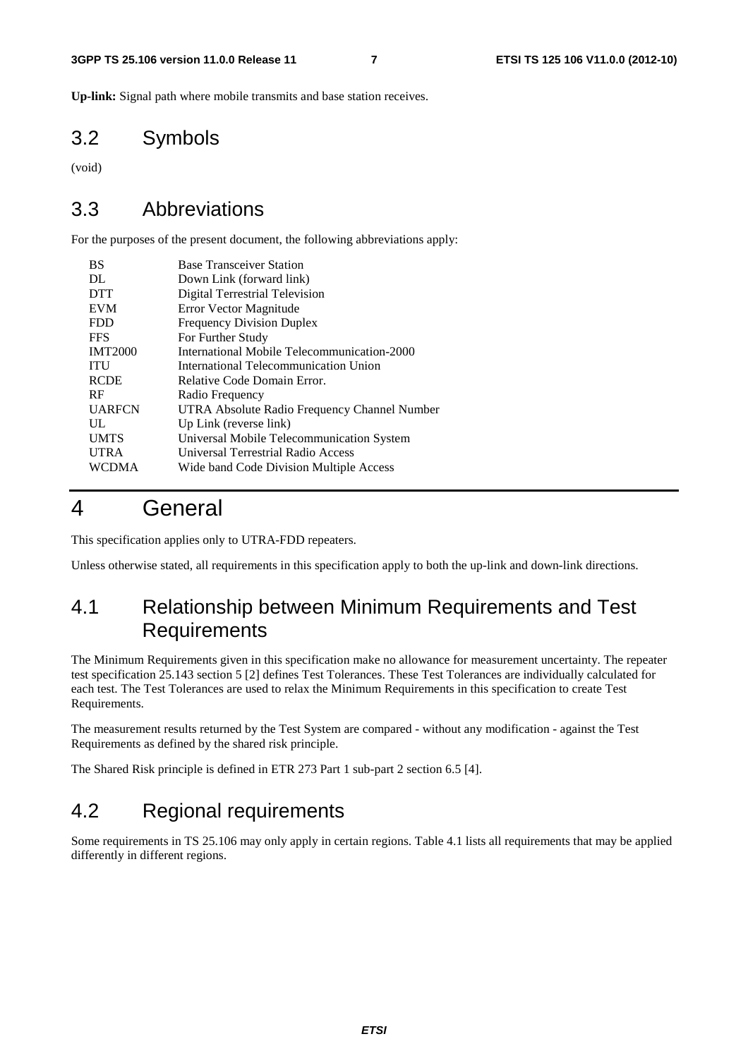**Up-link:** Signal path where mobile transmits and base station receives.

## 3.2 Symbols

(void)

## 3.3 Abbreviations

For the purposes of the present document, the following abbreviations apply:

| | |
|---|---|
| BS | Base Transceiver Station |
| DL | Down Link (forward link) |
| DTT | Digital Terrestrial Television |
| EVM | Error Vector Magnitude |
| FDD | Frequency Division Duplex |
| FFS | For Further Study |
| IMT2000 | International Mobile Telecommunication-2000 |
| ITU | International Telecommunication Union |
| RCDE | Relative Code Domain Error. |
| RF | Radio Frequency |
| UARFCN | UTRA Absolute Radio Frequency Channel Number |
| UL | Up Link (reverse link) |
| UMTS | Universal Mobile Telecommunication System |
| UTRA | Universal Terrestrial Radio Access |
| WCDMA | Wide band Code Division Multiple Access |

# 4 General

This specification applies only to UTRA-FDD repeaters.

Unless otherwise stated, all requirements in this specification apply to both the up-link and down-link directions.

## 4.1 Relationship between Minimum Requirements and Test Requirements

The Minimum Requirements given in this specification make no allowance for measurement uncertainty. The repeater test specification 25.143 section 5 [2] defines Test Tolerances. These Test Tolerances are individually calculated for each test. The Test Tolerances are used to relax the Minimum Requirements in this specification to create Test Requirements.

The measurement results returned by the Test System are compared - without any modification - against the Test Requirements as defined by the shared risk principle.

The Shared Risk principle is defined in ETR 273 Part 1 sub-part 2 section 6.5 [4].

## 4.2 Regional requirements

Some requirements in TS 25.106 may only apply in certain regions. Table 4.1 lists all requirements that may be applied differently in different regions.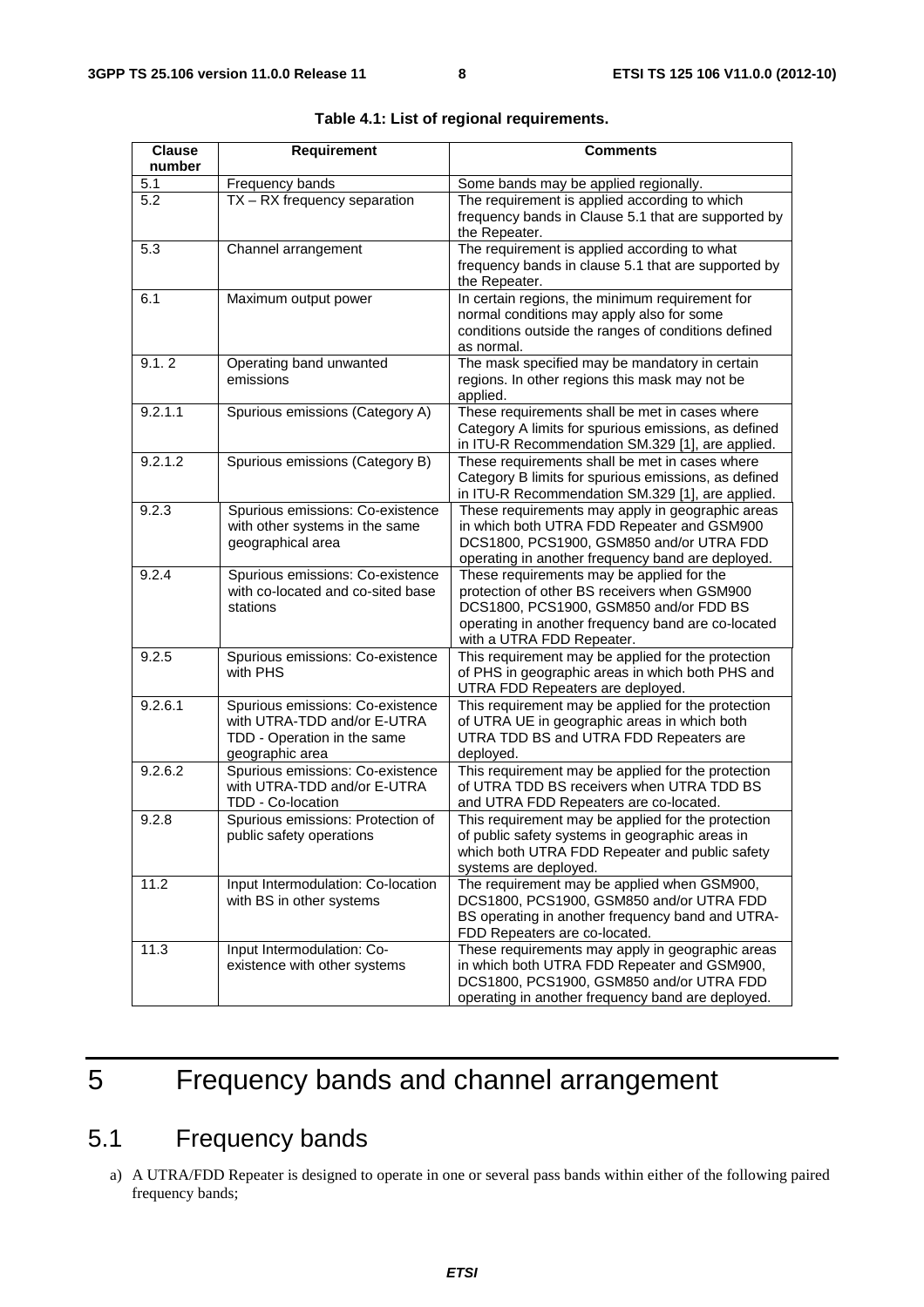**Table 4.1: List of regional requirements.**

| Clause number | Requirement | Comments |
|---|---|---|
| 5.1 | Frequency bands | Some bands may be applied regionally. |
| 5.2 | TX – RX frequency separation | The requirement is applied according to which frequency bands in Clause 5.1 that are supported by the Repeater. |
| 5.3 | Channel arrangement | The requirement is applied according to what frequency bands in clause 5.1 that are supported by the Repeater. |
| 6.1 | Maximum output power | In certain regions, the minimum requirement for normal conditions may apply also for some conditions outside the ranges of conditions defined as normal. |
| 9.1. 2 | Operating band unwanted emissions | The mask specified may be mandatory in certain regions. In other regions this mask may not be applied. |
| 9.2.1.1 | Spurious emissions (Category A) | These requirements shall be met in cases where Category A limits for spurious emissions, as defined in ITU-R Recommendation SM.329 [1], are applied. |
| 9.2.1.2 | Spurious emissions (Category B) | These requirements shall be met in cases where Category B limits for spurious emissions, as defined in ITU-R Recommendation SM.329 [1], are applied. |
| 9.2.3 | Spurious emissions: Co-existence with other systems in the same geographical area | These requirements may apply in geographic areas in which both UTRA FDD Repeater and GSM900 DCS1800, PCS1900, GSM850 and/or UTRA FDD operating in another frequency band are deployed. |
| 9.2.4 | Spurious emissions: Co-existence with co-located and co-sited base stations | These requirements may be applied for the protection of other BS receivers when GSM900 DCS1800, PCS1900, GSM850 and/or FDD BS operating in another frequency band are co-located with a UTRA FDD Repeater. |
| 9.2.5 | Spurious emissions: Co-existence with PHS | This requirement may be applied for the protection of PHS in geographic areas in which both PHS and UTRA FDD Repeaters are deployed. |
| 9.2.6.1 | Spurious emissions: Co-existence with UTRA-TDD and/or E-UTRA TDD - Operation in the same geographic area | This requirement may be applied for the protection of UTRA UE in geographic areas in which both UTRA TDD BS and UTRA FDD Repeaters are deployed. |
| 9.2.6.2 | Spurious emissions: Co-existence with UTRA-TDD and/or E-UTRA TDD - Co-location | This requirement may be applied for the protection of UTRA TDD BS receivers when UTRA TDD BS and UTRA FDD Repeaters are co-located. |
| 9.2.8 | Spurious emissions: Protection of public safety operations | This requirement may be applied for the protection of public safety systems in geographic areas in which both UTRA FDD Repeater and public safety systems are deployed. |
| 11.2 | Input Intermodulation: Co-location with BS in other systems | The requirement may be applied when GSM900, DCS1800, PCS1900, GSM850 and/or UTRA FDD BS operating in another frequency band and UTRA-FDD Repeaters are co-located. |
| 11.3 | Input Intermodulation: Co-existence with other systems | These requirements may apply in geographic areas in which both UTRA FDD Repeater and GSM900, DCS1800, PCS1900, GSM850 and/or UTRA FDD operating in another frequency band are deployed. |

# 5 Frequency bands and channel arrangement

## 5.1 Frequency bands

a) A UTRA/FDD Repeater is designed to operate in one or several pass bands within either of the following paired frequency bands;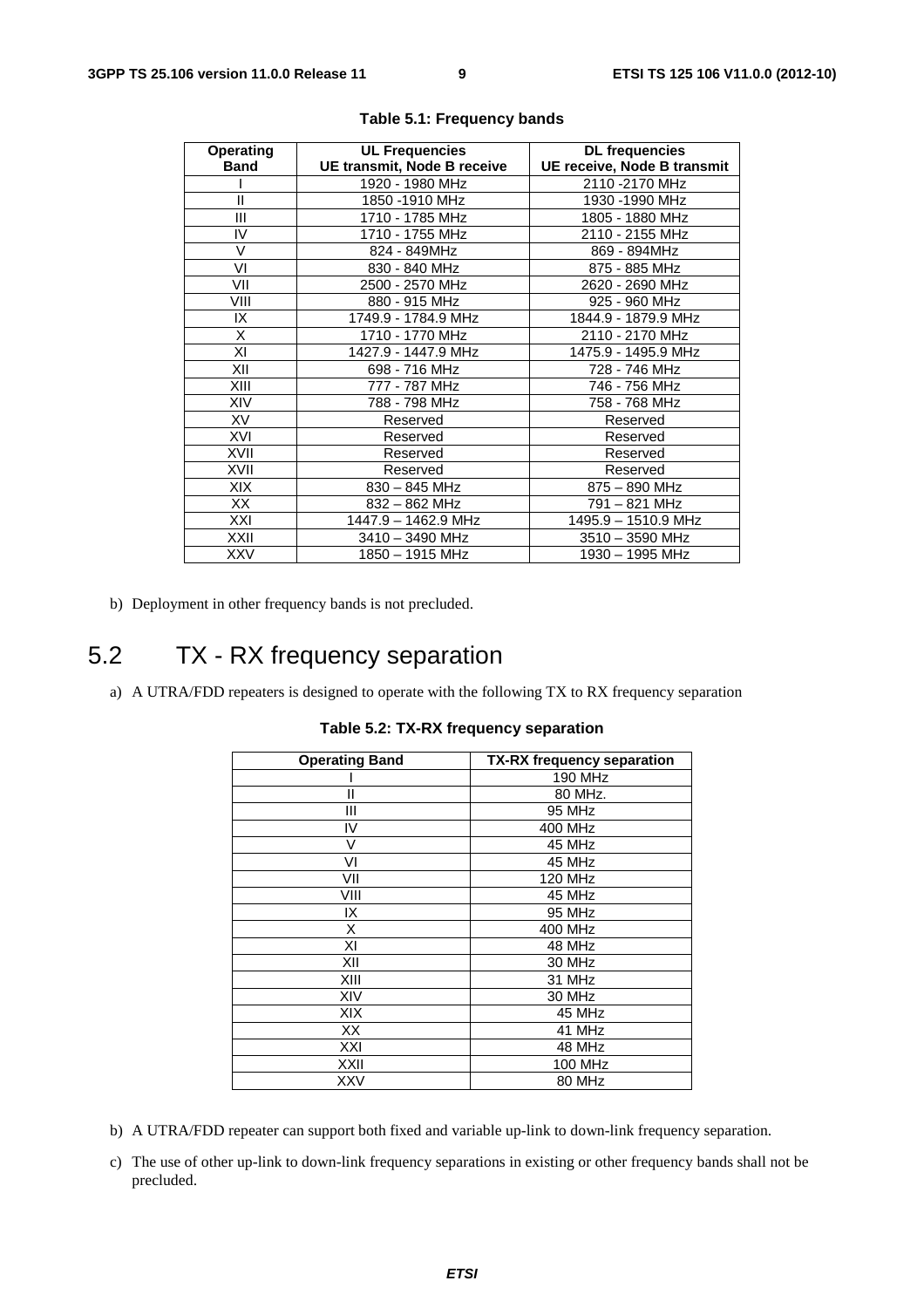**Table 5.1: Frequency bands**

| Operating Band | UL Frequencies<br>UE transmit, Node B receive | DL frequencies<br>UE receive, Node B transmit |
|---|---|---|
| I | 1920 - 1980 MHz | 2110 -2170 MHz |
| II | 1850 -1910 MHz | 1930 -1990 MHz |
| III | 1710 - 1785 MHz | 1805 - 1880 MHz |
| IV | 1710 - 1755 MHz | 2110 - 2155 MHz |
| V | 824 - 849MHz | 869 - 894MHz |
| VI | 830 - 840 MHz | 875 - 885 MHz |
| VII | 2500 - 2570 MHz | 2620 - 2690 MHz |
| VIII | 880 - 915 MHz | 925 - 960 MHz |
| IX | 1749.9 - 1784.9 MHz | 1844.9 - 1879.9 MHz |
| X | 1710 - 1770 MHz | 2110 - 2170 MHz |
| XI | 1427.9 - 1447.9 MHz | 1475.9 - 1495.9 MHz |
| XII | 698 - 716 MHz | 728 - 746 MHz |
| XIII | 777 - 787 MHz | 746 - 756 MHz |
| XIV | 788 - 798 MHz | 758 - 768 MHz |
| XV | Reserved | Reserved |
| XVI | Reserved | Reserved |
| XVII | Reserved | Reserved |
| XVII | Reserved | Reserved |
| XIX | 830 – 845 MHz | 875 – 890 MHz |
| XX | 832 – 862 MHz | 791 – 821 MHz |
| XXI | 1447.9 – 1462.9 MHz | 1495.9 – 1510.9 MHz |
| XXII | 3410 – 3490 MHz | 3510 – 3590 MHz |
| XXV | 1850 – 1915 MHz | 1930 – 1995 MHz |

b) Deployment in other frequency bands is not precluded.

## 5.2 TX - RX frequency separation

a) A UTRA/FDD repeaters is designed to operate with the following TX to RX frequency separation

**Table 5.2: TX-RX frequency separation**

| Operating Band | TX-RX frequency separation |
|---|---|
| I | 190 MHz |
| II | 80 MHz. |
| III | 95 MHz |
| IV | 400 MHz |
| V | 45 MHz |
| VI | 45 MHz |
| VII | 120 MHz |
| VIII | 45 MHz |
| IX | 95 MHz |
| X | 400 MHz |
| XI | 48 MHz |
| XII | 30 MHz |
| XIII | 31 MHz |
| XIV | 30 MHz |
| XIX | 45 MHz |
| XX | 41 MHz |
| XXI | 48 MHz |
| XXII | 100 MHz |
| XXV | 80 MHz |

b) A UTRA/FDD repeater can support both fixed and variable up-link to down-link frequency separation.

c) The use of other up-link to down-link frequency separations in existing or other frequency bands shall not be precluded.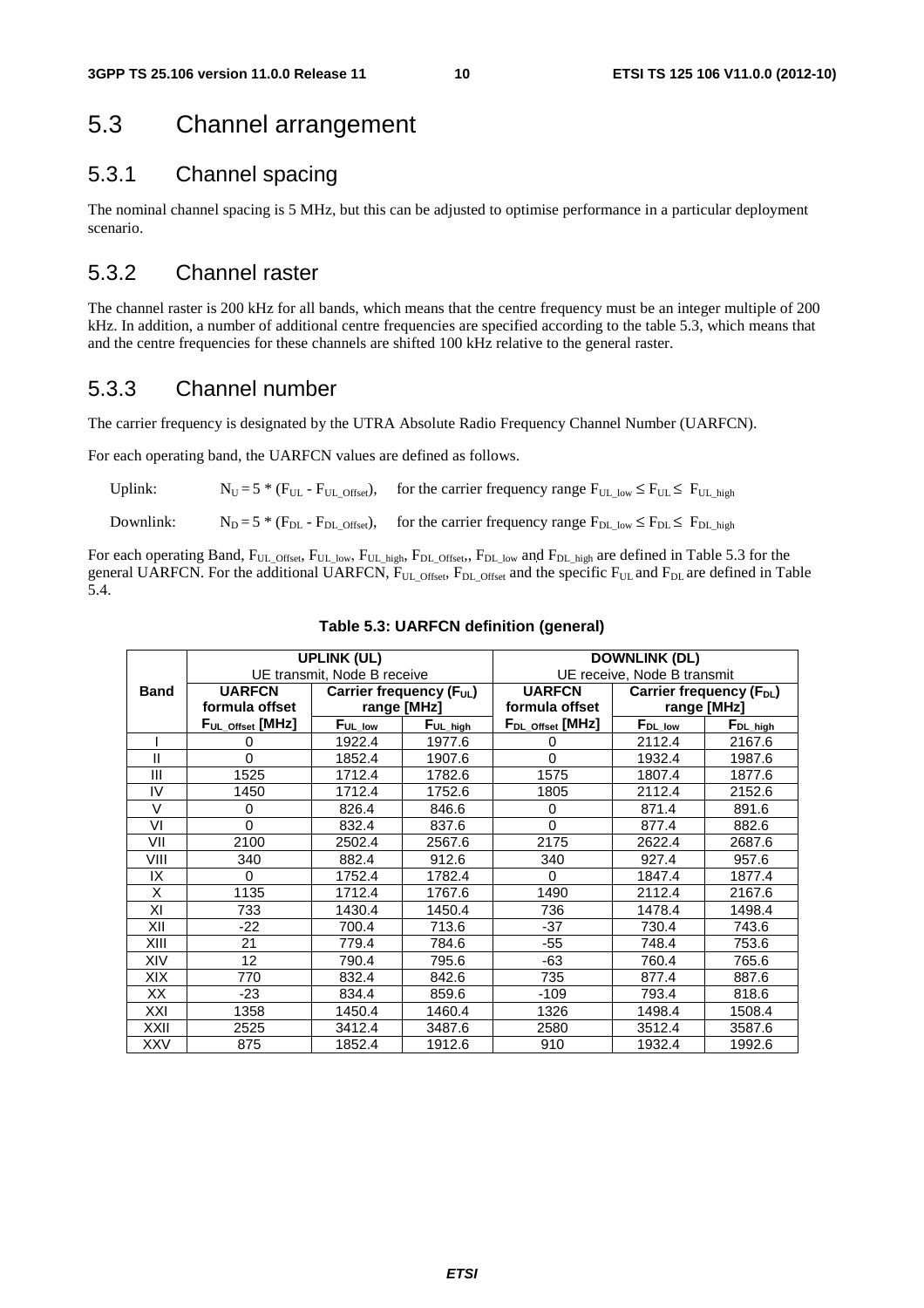## 5.3 Channel arrangement

### 5.3.1 Channel spacing

The nominal channel spacing is 5 MHz, but this can be adjusted to optimise performance in a particular deployment scenario.

### 5.3.2 Channel raster

The channel raster is 200 kHz for all bands, which means that the centre frequency must be an integer multiple of 200 kHz. In addition, a number of additional centre frequencies are specified according to the table 5.3, which means that and the centre frequencies for these channels are shifted 100 kHz relative to the general raster.

### 5.3.3 Channel number

The carrier frequency is designated by the UTRA Absolute Radio Frequency Channel Number (UARFCN).

For each operating band, the UARFCN values are defined as follows.

Uplink: $N_U = 5 * (F_{UL} - F_{UL\_Offset})$, for the carrier frequency range $F_{UL\_low} \leq F_{UL} \leq F_{UL\_high}$

Downlink: $N_D = 5 * (F_{DL} - F_{DL\_Offset})$, for the carrier frequency range $F_{DL\_low} \leq F_{DL} \leq F_{DL\_high}$

For each operating Band, $F_{UL\_Offset}$, $F_{UL\_low}$, $F_{UL\_high}$, $F_{DL\_Offset}$,, $F_{DL\_low}$ and $F_{DL\_high}$ are defined in Table 5.3 for the general UARFCN. For the additional UARFCN, $F_{UL\_Offset}$, $F_{DL\_Offset}$ and the specific $F_{UL}$ and $F_{DL}$ are defined in Table 5.4.

**Table 5.3: UARFCN definition (general)**

| Band | UPLINK (UL) UE transmit, Node B receive | | | DOWNLINK (DL) UE receive, Node B transmit | | |
|---|---|---|---|---|---|---|
| | UARFCN formula offset | Carrier frequency ($F_{UL}$) range [MHz] | | UARFCN formula offset | Carrier frequency ($F_{DL}$) range [MHz] | |
| | $F_{UL\_Offset}$ [MHz] | $F_{UL\_low}$ | $F_{UL\_high}$ | $F_{DL\_Offset}$ [MHz] | $F_{DL\_low}$ | $F_{DL\_high}$ |
| I | 0 | 1922.4 | 1977.6 | 0 | 2112.4 | 2167.6 |
| II | 0 | 1852.4 | 1907.6 | 0 | 1932.4 | 1987.6 |
| III | 1525 | 1712.4 | 1782.6 | 1575 | 1807.4 | 1877.6 |
| IV | 1450 | 1712.4 | 1752.6 | 1805 | 2112.4 | 2152.6 |
| V | 0 | 826.4 | 846.6 | 0 | 871.4 | 891.6 |
| VI | 0 | 832.4 | 837.6 | 0 | 877.4 | 882.6 |
| VII | 2100 | 2502.4 | 2567.6 | 2175 | 2622.4 | 2687.6 |
| VIII | 340 | 882.4 | 912.6 | 340 | 927.4 | 957.6 |
| IX | 0 | 1752.4 | 1782.4 | 0 | 1847.4 | 1877.4 |
| X | 1135 | 1712.4 | 1767.6 | 1490 | 2112.4 | 2167.6 |
| XI | 733 | 1430.4 | 1450.4 | 736 | 1478.4 | 1498.4 |
| XII | -22 | 700.4 | 713.6 | -37 | 730.4 | 743.6 |
| XIII | 21 | 779.4 | 784.6 | -55 | 748.4 | 753.6 |
| XIV | 12 | 790.4 | 795.6 | -63 | 760.4 | 765.6 |
| XIX | 770 | 832.4 | 842.6 | 735 | 877.4 | 887.6 |
| XX | -23 | 834.4 | 859.6 | -109 | 793.4 | 818.6 |
| XXI | 1358 | 1450.4 | 1460.4 | 1326 | 1498.4 | 1508.4 |
| XXII | 2525 | 3412.4 | 3487.6 | 2580 | 3512.4 | 3587.6 |
| XXV | 875 | 1852.4 | 1912.6 | 910 | 1932.4 | 1992.6 |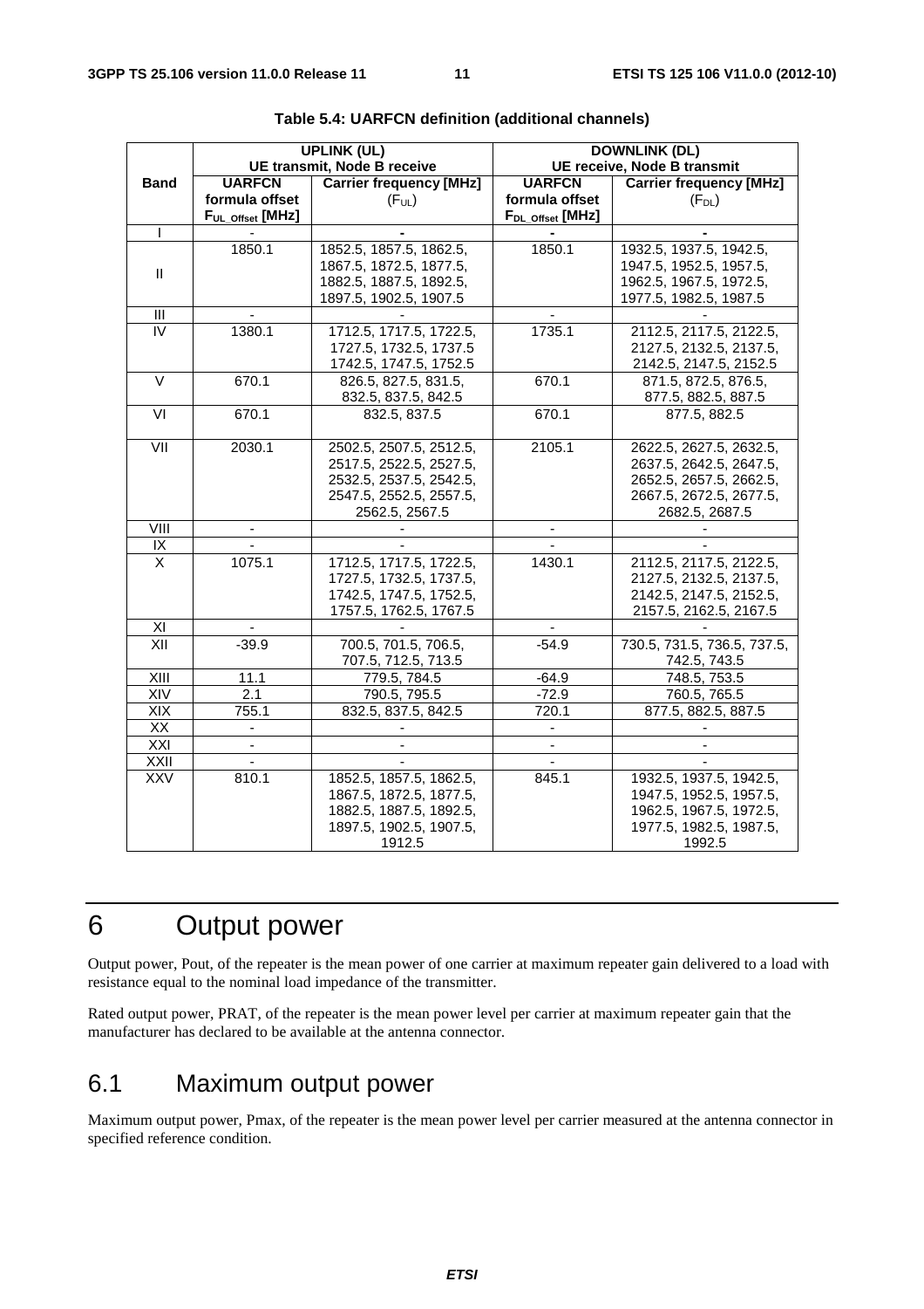**Table 5.4: UARFCN definition (additional channels)**

| Band | UPLINK (UL) UE transmit, Node B receive | | DOWNLINK (DL) UE receive, Node B transmit | |
|---|---|---|---|---|
| | **UARFCN formula offset $F_{UL\_Offset}$ [MHz]** | **Carrier frequency [MHz] ($F_{UL}$)** | **UARFCN formula offset $F_{DL\_Offset}$ [MHz]** | **Carrier frequency [MHz] ($F_{DL}$)** |
| I | - | - | - | - |
| II | 1850.1 | 1852.5, 1857.5, 1862.5, 1867.5, 1872.5, 1877.5, 1882.5, 1887.5, 1892.5, 1897.5, 1902.5, 1907.5 | 1850.1 | 1932.5, 1937.5, 1942.5, 1947.5, 1952.5, 1957.5, 1962.5, 1967.5, 1972.5, 1977.5, 1982.5, 1987.5 |
| III | - | - | - | - |
| IV | 1380.1 | 1712.5, 1717.5, 1722.5, 1727.5, 1732.5, 1737.5 1742.5, 1747.5, 1752.5 | 1735.1 | 2112.5, 2117.5, 2122.5, 2127.5, 2132.5, 2137.5, 2142.5, 2147.5, 2152.5 |
| V | 670.1 | 826.5, 827.5, 831.5, 832.5, 837.5, 842.5 | 670.1 | 871.5, 872.5, 876.5, 877.5, 882.5, 887.5 |
| VI | 670.1 | 832.5, 837.5 | 670.1 | 877.5, 882.5 |
| VII | 2030.1 | 2502.5, 2507.5, 2512.5, 2517.5, 2522.5, 2527.5, 2532.5, 2537.5, 2542.5, 2547.5, 2552.5, 2557.5, 2562.5, 2567.5 | 2105.1 | 2622.5, 2627.5, 2632.5, 2637.5, 2642.5, 2647.5, 2652.5, 2657.5, 2662.5, 2667.5, 2672.5, 2677.5, 2682.5, 2687.5 |
| VIII | - | - | - | - |
| IX | - | - | - | - |
| X | 1075.1 | 1712.5, 1717.5, 1722.5, 1727.5, 1732.5, 1737.5, 1742.5, 1747.5, 1752.5, 1757.5, 1762.5, 1767.5 | 1430.1 | 2112.5, 2117.5, 2122.5, 2127.5, 2132.5, 2137.5, 2142.5, 2147.5, 2152.5, 2157.5, 2162.5, 2167.5 |
| XI | - | - | - | - |
| XII | -39.9 | 700.5, 701.5, 706.5, 707.5, 712.5, 713.5 | -54.9 | 730.5, 731.5, 736.5, 737.5, 742.5, 743.5 |
| XIII | 11.1 | 779.5, 784.5 | -64.9 | 748.5, 753.5 |
| XIV | 2.1 | 790.5, 795.5 | -72.9 | 760.5, 765.5 |
| XIX | 755.1 | 832.5, 837.5, 842.5 | 720.1 | 877.5, 882.5, 887.5 |
| XX | - | - | - | - |
| XXI | - | - | - | - |
| XXII | - | - | - | - |
| XXV | 810.1 | 1852.5, 1857.5, 1862.5, 1867.5, 1872.5, 1877.5, 1882.5, 1887.5, 1892.5, 1897.5, 1902.5, 1907.5, 1912.5 | 845.1 | 1932.5, 1937.5, 1942.5, 1947.5, 1952.5, 1957.5, 1962.5, 1967.5, 1972.5, 1977.5, 1982.5, 1987.5, 1992.5 |

# 6 Output power

Output power, Pout, of the repeater is the mean power of one carrier at maximum repeater gain delivered to a load with resistance equal to the nominal load impedance of the transmitter.

Rated output power, PRAT, of the repeater is the mean power level per carrier at maximum repeater gain that the manufacturer has declared to be available at the antenna connector.

## 6.1 Maximum output power

Maximum output power, Pmax, of the repeater is the mean power level per carrier measured at the antenna connector in specified reference condition.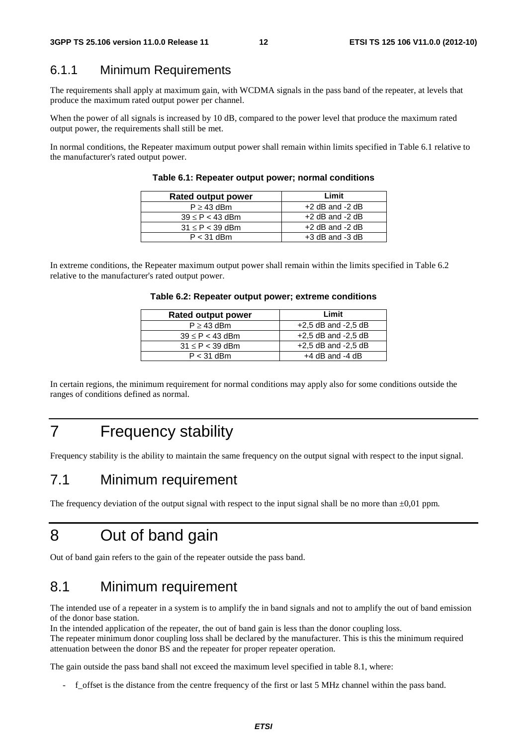### 6.1.1 Minimum Requirements

The requirements shall apply at maximum gain, with WCDMA signals in the pass band of the repeater, at levels that produce the maximum rated output power per channel.

When the power of all signals is increased by 10 dB, compared to the power level that produce the maximum rated output power, the requirements shall still be met.

In normal conditions, the Repeater maximum output power shall remain within limits specified in Table 6.1 relative to the manufacturer's rated output power.

**Table 6.1: Repeater output power; normal conditions**

| Rated output power | Limit |
|---|---|
| P ≥ 43 dBm | +2 dB and -2 dB |
| 39 ≤ P < 43 dBm | +2 dB and -2 dB |
| 31 ≤ P < 39 dBm | +2 dB and -2 dB |
| P < 31 dBm | +3 dB and -3 dB |

In extreme conditions, the Repeater maximum output power shall remain within the limits specified in Table 6.2 relative to the manufacturer's rated output power.

**Table 6.2: Repeater output power; extreme conditions**

| Rated output power | Limit |
|---|---|
| P ≥ 43 dBm | +2,5 dB and -2,5 dB |
| 39 ≤ P < 43 dBm | +2,5 dB and -2,5 dB |
| 31 ≤ P < 39 dBm | +2,5 dB and -2,5 dB |
| P < 31 dBm | +4 dB and -4 dB |

In certain regions, the minimum requirement for normal conditions may apply also for some conditions outside the ranges of conditions defined as normal.

# 7 Frequency stability

Frequency stability is the ability to maintain the same frequency on the output signal with respect to the input signal.

## 7.1 Minimum requirement

The frequency deviation of the output signal with respect to the input signal shall be no more than ±0,01 ppm.

# 8 Out of band gain

Out of band gain refers to the gain of the repeater outside the pass band.

## 8.1 Minimum requirement

The intended use of a repeater in a system is to amplify the in band signals and not to amplify the out of band emission of the donor base station.

In the intended application of the repeater, the out of band gain is less than the donor coupling loss.

The repeater minimum donor coupling loss shall be declared by the manufacturer. This is this the minimum required attenuation between the donor BS and the repeater for proper repeater operation.

The gain outside the pass band shall not exceed the maximum level specified in table 8.1, where:

- f_offset is the distance from the centre frequency of the first or last 5 MHz channel within the pass band.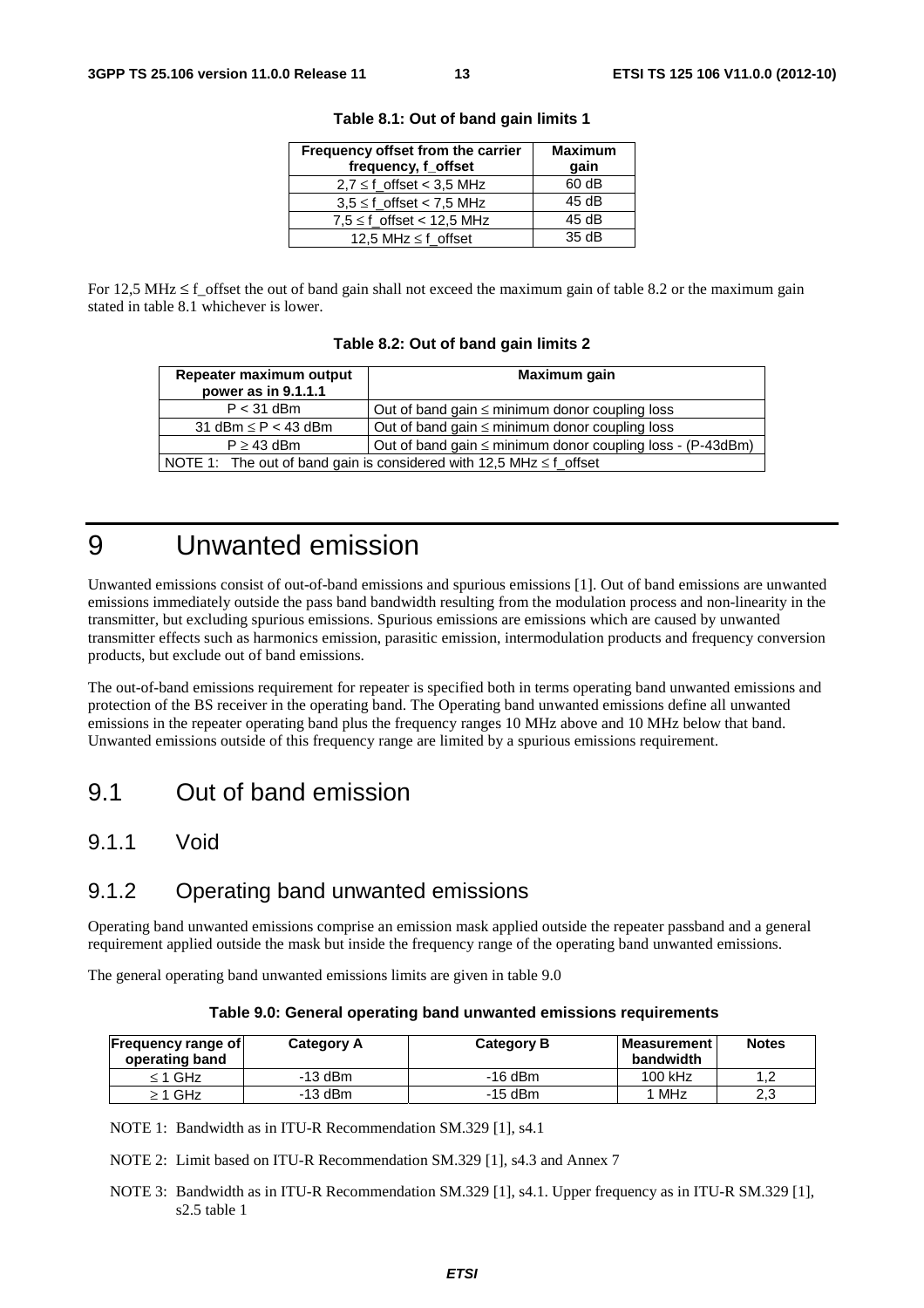**Table 8.1: Out of band gain limits 1**

| Frequency offset from the carrier frequency, f_offset | Maximum gain |
| --- | --- |
| 2,7 ≤ f_offset < 3,5 MHz | 60 dB |
| 3,5 ≤ f_offset < 7,5 MHz | 45 dB |
| 7,5 ≤ f_offset < 12,5 MHz | 45 dB |
| 12,5 MHz ≤ f_offset | 35 dB |

For 12,5 MHz ≤ f_offset the out of band gain shall not exceed the maximum gain of table 8.2 or the maximum gain stated in table 8.1 whichever is lower.

**Table 8.2: Out of band gain limits 2**

| Repeater maximum output power as in 9.1.1.1 | Maximum gain |
| --- | --- |
| P < 31 dBm | Out of band gain ≤ minimum donor coupling loss |
| 31 dBm ≤ P < 43 dBm | Out of band gain ≤ minimum donor coupling loss |
| P ≥ 43 dBm | Out of band gain ≤ minimum donor coupling loss - (P-43dBm) |
| NOTE 1: The out of band gain is considered with 12,5 MHz ≤ f_offset | |

# 9 Unwanted emission

Unwanted emissions consist of out-of-band emissions and spurious emissions [1]. Out of band emissions are unwanted emissions immediately outside the pass band bandwidth resulting from the modulation process and non-linearity in the transmitter, but excluding spurious emissions. Spurious emissions are emissions which are caused by unwanted transmitter effects such as harmonics emission, parasitic emission, intermodulation products and frequency conversion products, but exclude out of band emissions.

The out-of-band emissions requirement for repeater is specified both in terms operating band unwanted emissions and protection of the BS receiver in the operating band. The Operating band unwanted emissions define all unwanted emissions in the repeater operating band plus the frequency ranges 10 MHz above and 10 MHz below that band. Unwanted emissions outside of this frequency range are limited by a spurious emissions requirement.

## 9.1 Out of band emission

### 9.1.1 Void

### 9.1.2 Operating band unwanted emissions

Operating band unwanted emissions comprise an emission mask applied outside the repeater passband and a general requirement applied outside the mask but inside the frequency range of the operating band unwanted emissions.

The general operating band unwanted emissions limits are given in table 9.0

**Table 9.0: General operating band unwanted emissions requirements**

| Frequency range of operating band | Category A | Category B | Measurement bandwidth | Notes |
| --- | --- | --- | --- | --- |
| ≤ 1 GHz | -13 dBm | -16 dBm | 100 kHz | 1,2 |
| ≥ 1 GHz | -13 dBm | -15 dBm | 1 MHz | 2,3 |

NOTE 1: Bandwidth as in ITU-R Recommendation SM.329 [1], s4.1

NOTE 2: Limit based on ITU-R Recommendation SM.329 [1], s4.3 and Annex 7

NOTE 3: Bandwidth as in ITU-R Recommendation SM.329 [1], s4.1. Upper frequency as in ITU-R SM.329 [1], s2.5 table 1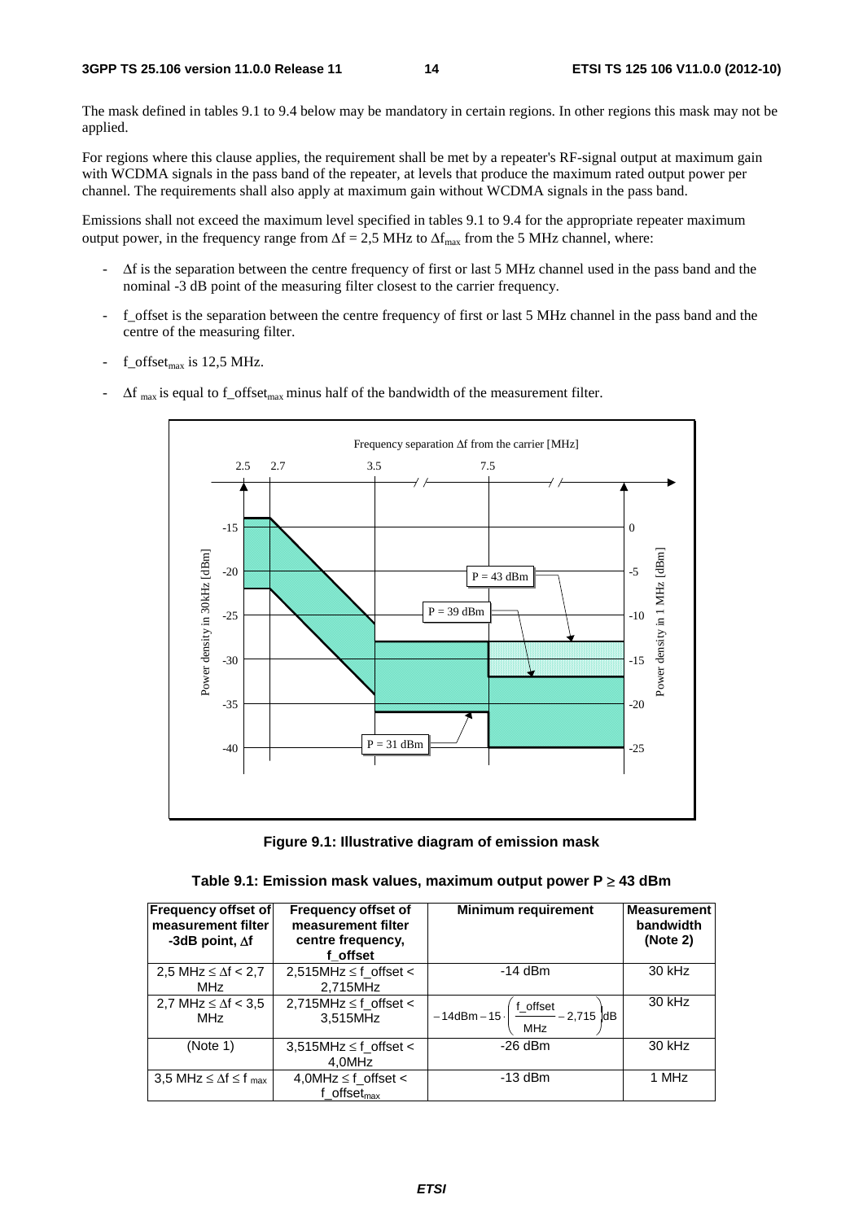The mask defined in tables 9.1 to 9.4 below may be mandatory in certain regions. In other regions this mask may not be applied.

For regions where this clause applies, the requirement shall be met by a repeater's RF-signal output at maximum gain with WCDMA signals in the pass band of the repeater, at levels that produce the maximum rated output power per channel. The requirements shall also apply at maximum gain without WCDMA signals in the pass band.

Emissions shall not exceed the maximum level specified in tables 9.1 to 9.4 for the appropriate repeater maximum output power, in the frequency range from $\Delta f$ = 2,5 MHz to $\Delta f_{max}$ from the 5 MHz channel, where:

- $\Delta f$ is the separation between the centre frequency of first or last 5 MHz channel used in the pass band and the nominal -3 dB point of the measuring filter closest to the carrier frequency.
- f_offset is the separation between the centre frequency of first or last 5 MHz channel in the pass band and the centre of the measuring filter.
- $f\_offset_{max}$ is 12,5 MHz.
- $\Delta f_{max}$ is equal to $f\_offset_{max}$ minus half of the bandwidth of the measurement filter.

**Figure 9.1: Illustrative diagram of emission mask**

**Table 9.1: Emission mask values, maximum output power P ≥ 43 dBm**

| Frequency offset of measurement filter -3dB point, $\Delta f$ | Frequency offset of measurement filter centre frequency, f_offset | Minimum requirement | Measurement bandwidth (Note 2) |
|---|---|---|---|
| 2,5 MHz ≤ $\Delta f$ < 2,7 MHz | 2,515MHz ≤ f_offset < 2,715MHz | -14 dBm | 30 kHz |
| 2,7 MHz ≤ $\Delta f$ < 3,5 MHz | 2,715MHz ≤ f_offset < 3,515MHz | $-14\text{dBm} - 15 \cdot \left(\frac{\text{f\_offset}}{\text{MHz}} - 2{,}715\right)\text{dB}$ | 30 kHz |
| (Note 1) | 3,515MHz ≤ f_offset < 4,0MHz | -26 dBm | 30 kHz |
| 3,5 MHz ≤ $\Delta f$ ≤ $f_{max}$ | 4,0MHz ≤ f_offset < $f\_offset_{max}$ | -13 dBm | 1 MHz |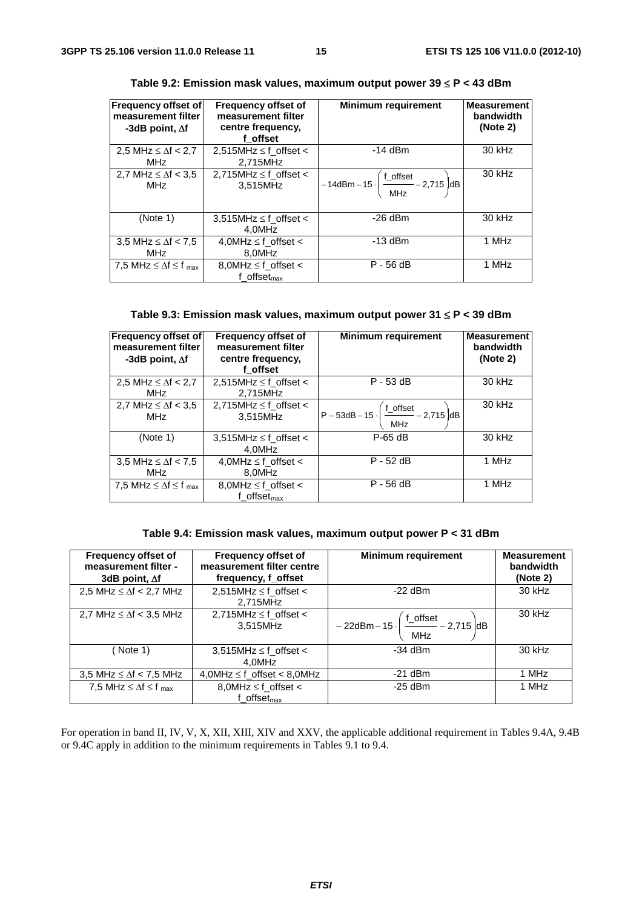**Table 9.2: Emission mask values, maximum output power 39 ≤ P < 43 dBm**

| Frequency offset of measurement filter -3dB point, Δf | Frequency offset of measurement filter centre frequency, f_offset | Minimum requirement | Measurement bandwidth (Note 2) |
|---|---|---|---|
| 2,5 MHz ≤ Δf < 2,7 MHz | 2,515MHz ≤ f_offset < 2,715MHz | -14 dBm | 30 kHz |
| 2,7 MHz ≤ Δf < 3,5 MHz | 2,715MHz ≤ f_offset < 3,515MHz | $-14\text{dBm} - 15 \cdot \left( \frac{\text{f\_offset}}{\text{MHz}} - 2{,}715 \right) \text{dB}$ | 30 kHz |
| (Note 1) | 3,515MHz ≤ f_offset < 4,0MHz | -26 dBm | 30 kHz |
| 3,5 MHz ≤ Δf < 7,5 MHz | 4,0MHz ≤ f_offset < 8,0MHz | -13 dBm | 1 MHz |
| 7,5 MHz ≤ Δf ≤ $f_{max}$ | 8,0MHz ≤ f_offset < $f\_offset_{max}$ | P - 56 dB | 1 MHz |

**Table 9.3: Emission mask values, maximum output power 31 ≤ P < 39 dBm**

| Frequency offset of measurement filter -3dB point, Δf | Frequency offset of measurement filter centre frequency, f_offset | Minimum requirement | Measurement bandwidth (Note 2) |
|---|---|---|---|
| 2,5 MHz ≤ Δf < 2,7 MHz | 2,515MHz ≤ f_offset < 2,715MHz | P - 53 dB | 30 kHz |
| 2,7 MHz ≤ Δf < 3,5 MHz | 2,715MHz ≤ f_offset < 3,515MHz | $P - 53\text{dB} - 15 \cdot \left( \frac{\text{f\_offset}}{\text{MHz}} - 2{,}715 \right) \text{dB}$ | 30 kHz |
| (Note 1) | 3,515MHz ≤ f_offset < 4,0MHz | P-65 dB | 30 kHz |
| 3,5 MHz ≤ Δf < 7,5 MHz | 4,0MHz ≤ f_offset < 8,0MHz | P - 52 dB | 1 MHz |
| 7,5 MHz ≤ Δf ≤ $f_{max}$ | 8,0MHz ≤ f_offset < $f\_offset_{max}$ | P - 56 dB | 1 MHz |

**Table 9.4: Emission mask values, maximum output power P < 31 dBm**

| Frequency offset of measurement filter -3dB point, Δf | Frequency offset of measurement filter centre frequency, f_offset | Minimum requirement | Measurement bandwidth (Note 2) |
|---|---|---|---|
| 2,5 MHz ≤ Δf < 2,7 MHz | 2,515MHz ≤ f_offset < 2,715MHz | -22 dBm | 30 kHz |
| 2,7 MHz ≤ Δf < 3,5 MHz | 2,715MHz ≤ f_offset < 3,515MHz | $-22\text{dBm} - 15 \cdot \left( \frac{\text{f\_offset}}{\text{MHz}} - 2{,}715 \right) \text{dB}$ | 30 kHz |
| ( Note 1) | 3,515MHz ≤ f_offset < 4,0MHz | -34 dBm | 30 kHz |
| 3,5 MHz ≤ Δf < 7,5 MHz | 4,0MHz ≤ f_offset < 8,0MHz | -21 dBm | 1 MHz |
| 7,5 MHz ≤ Δf ≤ $f_{max}$ | 8,0MHz ≤ f_offset < $f\_offset_{max}$ | -25 dBm | 1 MHz |

For operation in band II, IV, V, X, XII, XIII, XIV and XXV, the applicable additional requirement in Tables 9.4A, 9.4B or 9.4C apply in addition to the minimum requirements in Tables 9.1 to 9.4.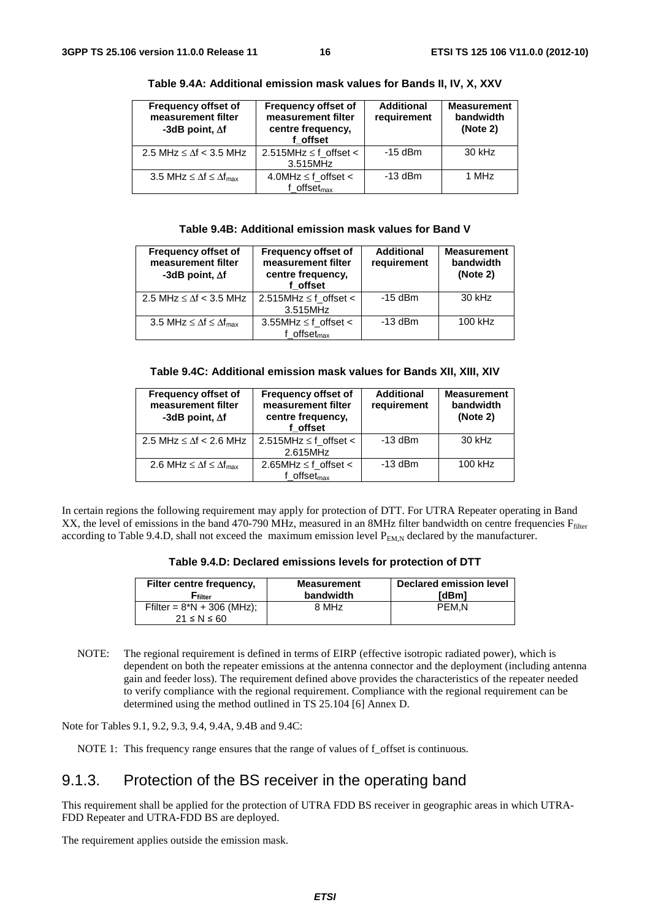**Table 9.4A: Additional emission mask values for Bands II, IV, X, XXV**

| Frequency offset of measurement filter -3dB point, $\Delta f$ | Frequency offset of measurement filter centre frequency, f_offset | Additional requirement | Measurement bandwidth (Note 2) |
|---|---|---|---|
| 2.5 MHz $\leq \Delta f <$ 3.5 MHz | 2.515MHz $\leq$ f_offset < 3.515MHz | -15 dBm | 30 kHz |
| 3.5 MHz $\leq \Delta f \leq \Delta f_{max}$ | 4.0MHz $\leq$ f_offset < $f\_offset_{max}$ | -13 dBm | 1 MHz |

**Table 9.4B: Additional emission mask values for Band V**

| Frequency offset of measurement filter -3dB point, $\Delta f$ | Frequency offset of measurement filter centre frequency, f_offset | Additional requirement | Measurement bandwidth (Note 2) |
|---|---|---|---|
| 2.5 MHz $\leq \Delta f <$ 3.5 MHz | 2.515MHz $\leq$ f_offset < 3.515MHz | -15 dBm | 30 kHz |
| 3.5 MHz $\leq \Delta f \leq \Delta f_{max}$ | 3.55MHz $\leq$ f_offset < $f\_offset_{max}$ | -13 dBm | 100 kHz |

**Table 9.4C: Additional emission mask values for Bands XII, XIII, XIV**

| Frequency offset of measurement filter -3dB point, $\Delta f$ | Frequency offset of measurement filter centre frequency, f_offset | Additional requirement | Measurement bandwidth (Note 2) |
|---|---|---|---|
| 2.5 MHz $\leq \Delta f <$ 2.6 MHz | 2.515MHz $\leq$ f_offset < 2.615MHz | -13 dBm | 30 kHz |
| 2.6 MHz $\leq \Delta f \leq \Delta f_{max}$ | 2.65MHz $\leq$ f_offset < $f\_offset_{max}$ | -13 dBm | 100 kHz |

In certain regions the following requirement may apply for protection of DTT. For UTRA Repeater operating in Band XX, the level of emissions in the band 470-790 MHz, measured in an 8MHz filter bandwidth on centre frequencies $F_{filter}$ according to Table 9.4.D, shall not exceed the maximum emission level $P_{EM,N}$ declared by the manufacturer.

**Table 9.4.D: Declared emissions levels for protection of DTT**

| Filter centre frequency, $F_{filter}$ | Measurement bandwidth | Declared emission level [dBm] |
|---|---|---|
| Ffilter = 8*N + 306 (MHz); $21 \leq N \leq 60$ | 8 MHz | PEM,N |

NOTE: The regional requirement is defined in terms of EIRP (effective isotropic radiated power), which is dependent on both the repeater emissions at the antenna connector and the deployment (including antenna gain and feeder loss). The requirement defined above provides the characteristics of the repeater needed to verify compliance with the regional requirement. Compliance with the regional requirement can be determined using the method outlined in TS 25.104 [6] Annex D.

Note for Tables 9.1, 9.2, 9.3, 9.4, 9.4A, 9.4B and 9.4C:

NOTE 1: This frequency range ensures that the range of values of f_offset is continuous.

## 9.1.3. Protection of the BS receiver in the operating band

This requirement shall be applied for the protection of UTRA FDD BS receiver in geographic areas in which UTRA-FDD Repeater and UTRA-FDD BS are deployed.

The requirement applies outside the emission mask.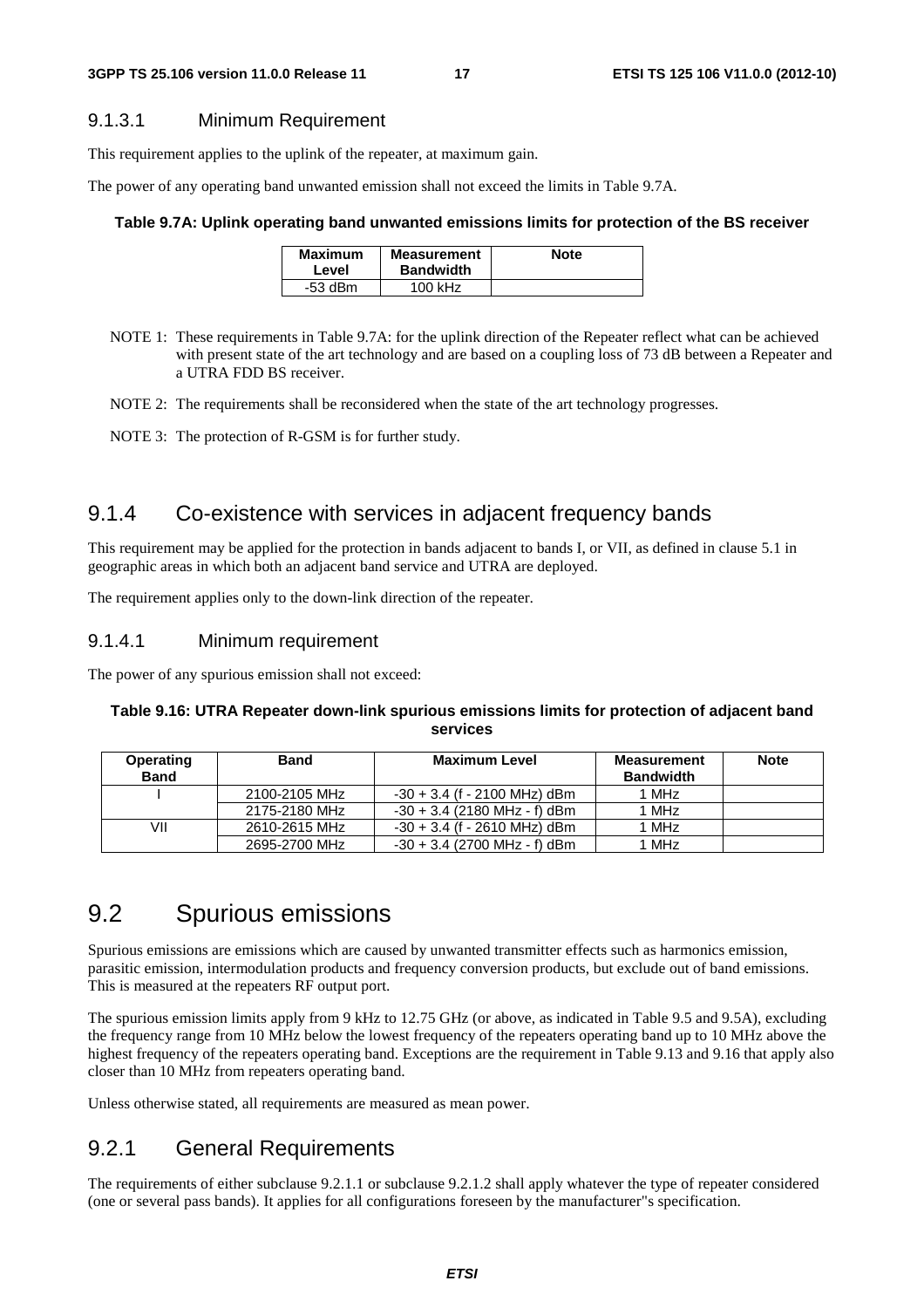#### 9.1.3.1 Minimum Requirement

This requirement applies to the uplink of the repeater, at maximum gain.

The power of any operating band unwanted emission shall not exceed the limits in Table 9.7A.

**Table 9.7A: Uplink operating band unwanted emissions limits for protection of the BS receiver**

| Maximum Level | Measurement Bandwidth | Note |
|---|---|---|
| -53 dBm | 100 kHz | |

NOTE 1: These requirements in Table 9.7A: for the uplink direction of the Repeater reflect what can be achieved with present state of the art technology and are based on a coupling loss of 73 dB between a Repeater and a UTRA FDD BS receiver.

NOTE 2: The requirements shall be reconsidered when the state of the art technology progresses.

NOTE 3: The protection of R-GSM is for further study.

### 9.1.4 Co-existence with services in adjacent frequency bands

This requirement may be applied for the protection in bands adjacent to bands I, or VII, as defined in clause 5.1 in geographic areas in which both an adjacent band service and UTRA are deployed.

The requirement applies only to the down-link direction of the repeater.

#### 9.1.4.1 Minimum requirement

The power of any spurious emission shall not exceed:

**Table 9.16: UTRA Repeater down-link spurious emissions limits for protection of adjacent band services**

| Operating Band | Band | Maximum Level | Measurement Bandwidth | Note |
|---|---|---|---|---|
| I | 2100-2105 MHz | -30 + 3.4 (f - 2100 MHz) dBm | 1 MHz | |
| | 2175-2180 MHz | -30 + 3.4 (2180 MHz - f) dBm | 1 MHz | |
| VII | 2610-2615 MHz | -30 + 3.4 (f - 2610 MHz) dBm | 1 MHz | |
| | 2695-2700 MHz | -30 + 3.4 (2700 MHz - f) dBm | 1 MHz | |

## 9.2 Spurious emissions

Spurious emissions are emissions which are caused by unwanted transmitter effects such as harmonics emission, parasitic emission, intermodulation products and frequency conversion products, but exclude out of band emissions. This is measured at the repeaters RF output port.

The spurious emission limits apply from 9 kHz to 12.75 GHz (or above, as indicated in Table 9.5 and 9.5A), excluding the frequency range from 10 MHz below the lowest frequency of the repeaters operating band up to 10 MHz above the highest frequency of the repeaters operating band. Exceptions are the requirement in Table 9.13 and 9.16 that apply also closer than 10 MHz from repeaters operating band.

Unless otherwise stated, all requirements are measured as mean power.

### 9.2.1 General Requirements

The requirements of either subclause 9.2.1.1 or subclause 9.2.1.2 shall apply whatever the type of repeater considered (one or several pass bands). It applies for all configurations foreseen by the manufacturer"s specification.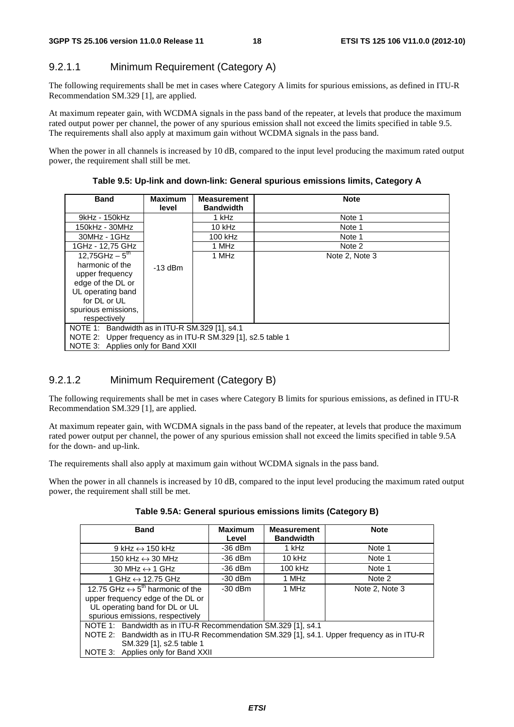### 9.2.1.1 Minimum Requirement (Category A)

The following requirements shall be met in cases where Category A limits for spurious emissions, as defined in ITU-R Recommendation SM.329 [1], are applied.

At maximum repeater gain, with WCDMA signals in the pass band of the repeater, at levels that produce the maximum rated output power per channel, the power of any spurious emission shall not exceed the limits specified in table 9.5. The requirements shall also apply at maximum gain without WCDMA signals in the pass band.

When the power in all channels is increased by 10 dB, compared to the input level producing the maximum rated output power, the requirement shall still be met.

**Table 9.5: Up-link and down-link: General spurious emissions limits, Category A**

| Band | Maximum level | Measurement Bandwidth | Note |
|---|---|---|---|
| 9kHz - 150kHz | -13 dBm | 1 kHz | Note 1 |
| 150kHz - 30MHz | | 10 kHz | Note 1 |
| 30MHz - 1GHz | | 100 kHz | Note 1 |
| 1GHz - 12,75 GHz | | 1 MHz | Note 2 |
| 12,75GHz – 5th harmonic of the upper frequency edge of the DL or UL operating band for DL or UL spurious emissions, respectively | | 1 MHz | Note 2, Note 3 |
| NOTE 1: Bandwidth as in ITU-R SM.329 [1], s4.1<br>NOTE 2: Upper frequency as in ITU-R SM.329 [1], s2.5 table 1<br>NOTE 3: Applies only for Band XXII | | | |

### 9.2.1.2 Minimum Requirement (Category B)

The following requirements shall be met in cases where Category B limits for spurious emissions, as defined in ITU-R Recommendation SM.329 [1], are applied.

At maximum repeater gain, with WCDMA signals in the pass band of the repeater, at levels that produce the maximum rated power output per channel, the power of any spurious emission shall not exceed the limits specified in table 9.5A for the down- and up-link.

The requirements shall also apply at maximum gain without WCDMA signals in the pass band.

When the power in all channels is increased by 10 dB, compared to the input level producing the maximum rated output power, the requirement shall still be met.

**Table 9.5A: General spurious emissions limits (Category B)**

| Band | Maximum Level | Measurement Bandwidth | Note |
|---|---|---|---|
| 9 kHz ↔ 150 kHz | -36 dBm | 1 kHz | Note 1 |
| 150 kHz ↔ 30 MHz | -36 dBm | 10 kHz | Note 1 |
| 30 MHz ↔ 1 GHz | -36 dBm | 100 kHz | Note 1 |
| 1 GHz ↔ 12.75 GHz | -30 dBm | 1 MHz | Note 2 |
| 12.75 GHz ↔ 5th harmonic of the upper frequency edge of the DL or UL operating band for DL or UL spurious emissions, respectively | -30 dBm | 1 MHz | Note 2, Note 3 |
| NOTE 1: Bandwidth as in ITU-R Recommendation SM.329 [1], s4.1<br>NOTE 2: Bandwidth as in ITU-R Recommendation SM.329 [1], s4.1. Upper frequency as in ITU-R SM.329 [1], s2.5 table 1<br>NOTE 3: Applies only for Band XXII | | | |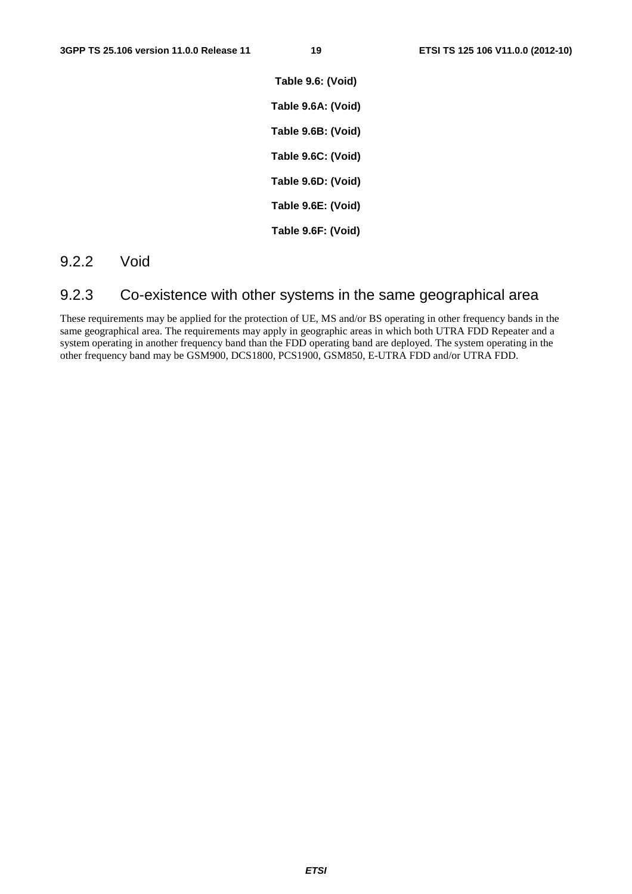**Table 9.6: (Void)**

**Table 9.6A: (Void)**

**Table 9.6B: (Void)**

**Table 9.6C: (Void)**

**Table 9.6D: (Void)**

**Table 9.6E: (Void)**

**Table 9.6F: (Void)**

### 9.2.2 Void

### 9.2.3 Co-existence with other systems in the same geographical area

These requirements may be applied for the protection of UE, MS and/or BS operating in other frequency bands in the same geographical area. The requirements may apply in geographic areas in which both UTRA FDD Repeater and a system operating in another frequency band than the FDD operating band are deployed. The system operating in the other frequency band may be GSM900, DCS1800, PCS1900, GSM850, E-UTRA FDD and/or UTRA FDD.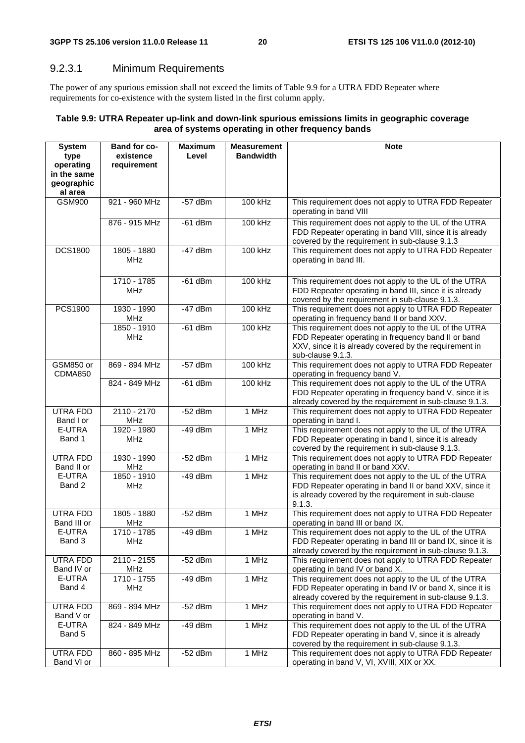### 9.2.3.1 Minimum Requirements

The power of any spurious emission shall not exceed the limits of Table 9.9 for a UTRA FDD Repeater where requirements for co-existence with the system listed in the first column apply.

**Table 9.9: UTRA Repeater up-link and down-link spurious emissions limits in geographic coverage area of systems operating in other frequency bands**

| System type operating in the same geographical area | Band for co-existence requirement | Maximum Level | Measurement Bandwidth | Note |
|---|---|---|---|---|
| GSM900 | 921 - 960 MHz | -57 dBm | 100 kHz | This requirement does not apply to UTRA FDD Repeater operating in band VIII |
| | 876 - 915 MHz | -61 dBm | 100 kHz | This requirement does not apply to the UL of the UTRA FDD Repeater operating in band VIII, since it is already covered by the requirement in sub-clause 9.1.3 |
| DCS1800 | 1805 - 1880 MHz | -47 dBm | 100 kHz | This requirement does not apply to UTRA FDD Repeater operating in band III. |
| | 1710 - 1785 MHz | -61 dBm | 100 kHz | This requirement does not apply to the UL of the UTRA FDD Repeater operating in band III, since it is already covered by the requirement in sub-clause 9.1.3. |
| PCS1900 | 1930 - 1990 MHz | -47 dBm | 100 kHz | This requirement does not apply to UTRA FDD Repeater operating in frequency band II or band XXV. |
| | 1850 - 1910 MHz | -61 dBm | 100 kHz | This requirement does not apply to the UL of the UTRA FDD Repeater operating in frequency band II or band XXV, since it is already covered by the requirement in sub-clause 9.1.3. |
| GSM850 or CDMA850 | 869 - 894 MHz | -57 dBm | 100 kHz | This requirement does not apply to UTRA FDD Repeater operating in frequency band V. |
| | 824 - 849 MHz | -61 dBm | 100 kHz | This requirement does not apply to the UL of the UTRA FDD Repeater operating in frequency band V, since it is already covered by the requirement in sub-clause 9.1.3. |
| UTRA FDD Band I or E-UTRA Band 1 | 2110 - 2170 MHz | -52 dBm | 1 MHz | This requirement does not apply to UTRA FDD Repeater operating in band I. |
| | 1920 - 1980 MHz | -49 dBm | 1 MHz | This requirement does not apply to the UL of the UTRA FDD Repeater operating in band I, since it is already covered by the requirement in sub-clause 9.1.3. |
| UTRA FDD Band II or E-UTRA Band 2 | 1930 - 1990 MHz | -52 dBm | 1 MHz | This requirement does not apply to UTRA FDD Repeater operating in band II or band XXV. |
| | 1850 - 1910 MHz | -49 dBm | 1 MHz | This requirement does not apply to the UL of the UTRA FDD Repeater operating in band II or band XXV, since it is already covered by the requirement in sub-clause 9.1.3. |
| UTRA FDD Band III or E-UTRA Band 3 | 1805 - 1880 MHz | -52 dBm | 1 MHz | This requirement does not apply to UTRA FDD Repeater operating in band III or band IX. |
| | 1710 - 1785 MHz | -49 dBm | 1 MHz | This requirement does not apply to the UL of the UTRA FDD Repeater operating in band III or band IX, since it is already covered by the requirement in sub-clause 9.1.3. |
| UTRA FDD Band IV or E-UTRA Band 4 | 2110 - 2155 MHz | -52 dBm | 1 MHz | This requirement does not apply to UTRA FDD Repeater operating in band IV or band X. |
| | 1710 - 1755 MHz | -49 dBm | 1 MHz | This requirement does not apply to the UL of the UTRA FDD Repeater operating in band IV or band X, since it is already covered by the requirement in sub-clause 9.1.3. |
| UTRA FDD Band V or E-UTRA Band 5 | 869 - 894 MHz | -52 dBm | 1 MHz | This requirement does not apply to UTRA FDD Repeater operating in band V. |
| | 824 - 849 MHz | -49 dBm | 1 MHz | This requirement does not apply to the UL of the UTRA FDD Repeater operating in band V, since it is already covered by the requirement in sub-clause 9.1.3. |
| UTRA FDD Band VI or | 860 - 895 MHz | -52 dBm | 1 MHz | This requirement does not apply to UTRA FDD Repeater operating in band V, VI, XVIII, XIX or XX. |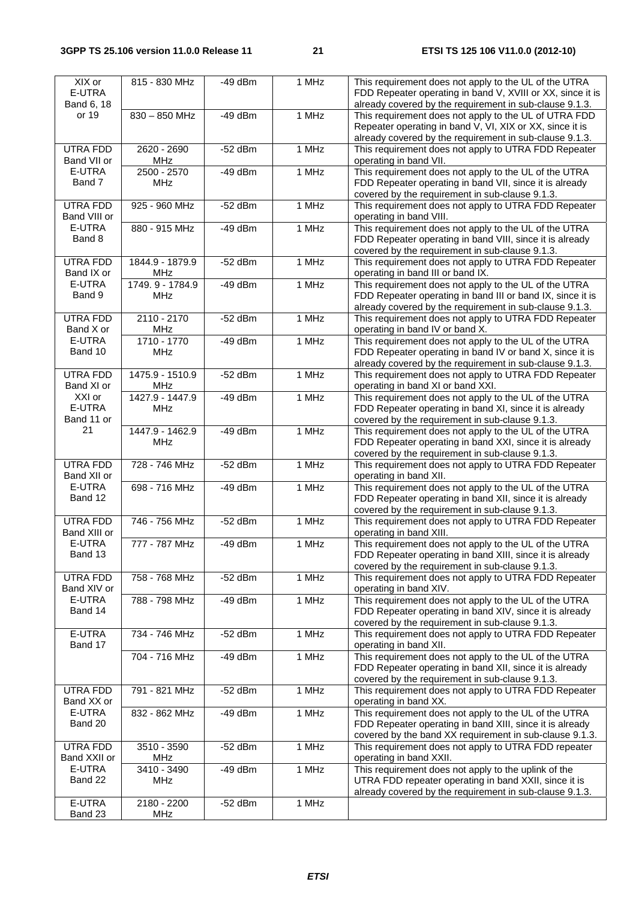| XIX or E-UTRA Band 6, 18 or 19 | 815 - 830 MHz | -49 dBm | 1 MHz | This requirement does not apply to the UL of the UTRA FDD Repeater operating in band V, XVIII or XX, since it is already covered by the requirement in sub-clause 9.1.3. |
|---|---|---|---|---|
| | 830 – 850 MHz | -49 dBm | 1 MHz | This requirement does not apply to the UL of UTRA FDD Repeater operating in band V, VI, XIX or XX, since it is already covered by the requirement in sub-clause 9.1.3. |
| UTRA FDD Band VII or E-UTRA Band 7 | 2620 - 2690 MHz | -52 dBm | 1 MHz | This requirement does not apply to UTRA FDD Repeater operating in band VII. |
| | 2500 - 2570 MHz | -49 dBm | 1 MHz | This requirement does not apply to the UL of the UTRA FDD Repeater operating in band VII, since it is already covered by the requirement in sub-clause 9.1.3. |
| UTRA FDD Band VIII or E-UTRA Band 8 | 925 - 960 MHz | -52 dBm | 1 MHz | This requirement does not apply to UTRA FDD Repeater operating in band VIII. |
| | 880 - 915 MHz | -49 dBm | 1 MHz | This requirement does not apply to the UL of the UTRA FDD Repeater operating in band VIII, since it is already covered by the requirement in sub-clause 9.1.3. |
| UTRA FDD Band IX or E-UTRA Band 9 | 1844.9 - 1879.9 MHz | -52 dBm | 1 MHz | This requirement does not apply to UTRA FDD Repeater operating in band III or band IX. |
| | 1749. 9 - 1784.9 MHz | -49 dBm | 1 MHz | This requirement does not apply to the UL of the UTRA FDD Repeater operating in band III or band IX, since it is already covered by the requirement in sub-clause 9.1.3. |
| UTRA FDD Band X or E-UTRA Band 10 | 2110 - 2170 MHz | -52 dBm | 1 MHz | This requirement does not apply to UTRA FDD Repeater operating in band IV or band X. |
| | 1710 - 1770 MHz | -49 dBm | 1 MHz | This requirement does not apply to the UL of the UTRA FDD Repeater operating in band IV or band X, since it is already covered by the requirement in sub-clause 9.1.3. |
| UTRA FDD Band XI or XXI or E-UTRA Band 11 or 21 | 1475.9 - 1510.9 MHz | -52 dBm | 1 MHz | This requirement does not apply to UTRA FDD Repeater operating in band XI or band XXI. |
| | 1427.9 - 1447.9 MHz | -49 dBm | 1 MHz | This requirement does not apply to the UL of the UTRA FDD Repeater operating in band XI, since it is already covered by the requirement in sub-clause 9.1.3. |
| | 1447.9 - 1462.9 MHz | -49 dBm | 1 MHz | This requirement does not apply to the UL of the UTRA FDD Repeater operating in band XXI, since it is already covered by the requirement in sub-clause 9.1.3. |
| UTRA FDD Band XII or E-UTRA Band 12 | 728 - 746 MHz | -52 dBm | 1 MHz | This requirement does not apply to UTRA FDD Repeater operating in band XII. |
| | 698 - 716 MHz | -49 dBm | 1 MHz | This requirement does not apply to the UL of the UTRA FDD Repeater operating in band XII, since it is already covered by the requirement in sub-clause 9.1.3. |
| UTRA FDD Band XIII or E-UTRA Band 13 | 746 - 756 MHz | -52 dBm | 1 MHz | This requirement does not apply to UTRA FDD Repeater operating in band XIII. |
| | 777 - 787 MHz | -49 dBm | 1 MHz | This requirement does not apply to the UL of the UTRA FDD Repeater operating in band XIII, since it is already covered by the requirement in sub-clause 9.1.3. |
| UTRA FDD Band XIV or E-UTRA Band 14 | 758 - 768 MHz | -52 dBm | 1 MHz | This requirement does not apply to UTRA FDD Repeater operating in band XIV. |
| | 788 - 798 MHz | -49 dBm | 1 MHz | This requirement does not apply to the UL of the UTRA FDD Repeater operating in band XIV, since it is already covered by the requirement in sub-clause 9.1.3. |
| E-UTRA Band 17 | 734 - 746 MHz | -52 dBm | 1 MHz | This requirement does not apply to UTRA FDD Repeater operating in band XII. |
| | 704 - 716 MHz | -49 dBm | 1 MHz | This requirement does not apply to the UL of the UTRA FDD Repeater operating in band XII, since it is already covered by the requirement in sub-clause 9.1.3. |
| UTRA FDD Band XX or E-UTRA Band 20 | 791 - 821 MHz | -52 dBm | 1 MHz | This requirement does not apply to UTRA FDD Repeater operating in band XX. |
| | 832 - 862 MHz | -49 dBm | 1 MHz | This requirement does not apply to the UL of the UTRA FDD Repeater operating in band XIII, since it is already covered by the band XX requirement in sub-clause 9.1.3. |
| UTRA FDD Band XXII or E-UTRA Band 22 | 3510 - 3590 MHz | -52 dBm | 1 MHz | This requirement does not apply to UTRA FDD repeater operating in band XXII. |
| | 3410 - 3490 MHz | -49 dBm | 1 MHz | This requirement does not apply to the uplink of the UTRA FDD repeater operating in band XXII, since it is already covered by the requirement in sub-clause 9.1.3. |
| E-UTRA Band 23 | 2180 - 2200 MHz | -52 dBm | 1 MHz | |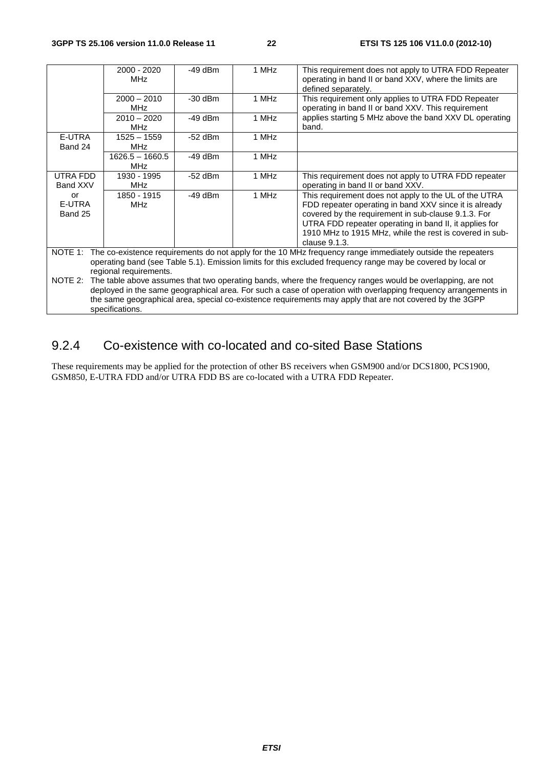| | | | | |
|---|---|---|---|---|
| | 2000 - 2020 MHz | -49 dBm | 1 MHz | This requirement does not apply to UTRA FDD Repeater operating in band II or band XXV, where the limits are defined separately. |
| | 2000 – 2010 MHz | -30 dBm | 1 MHz | This requirement only applies to UTRA FDD Repeater operating in band II or band XXV. This requirement applies starting 5 MHz above the band XXV DL operating band. |
| | 2010 – 2020 MHz | -49 dBm | 1 MHz | |
| E-UTRA Band 24 | 1525 – 1559 MHz | -52 dBm | 1 MHz | |
| | 1626.5 – 1660.5 MHz | -49 dBm | 1 MHz | |
| UTRA FDD Band XXV or E-UTRA Band 25 | 1930 - 1995 MHz | -52 dBm | 1 MHz | This requirement does not apply to UTRA FDD repeater operating in band II or band XXV. |
| | 1850 - 1915 MHz | -49 dBm | 1 MHz | This requirement does not apply to the UL of the UTRA FDD repeater operating in band XXV since it is already covered by the requirement in sub-clause 9.1.3. For UTRA FDD repeater operating in band II, it applies for 1910 MHz to 1915 MHz, while the rest is covered in sub-clause 9.1.3. |

NOTE 1: The co-existence requirements do not apply for the 10 MHz frequency range immediately outside the repeaters operating band (see Table 5.1). Emission limits for this excluded frequency range may be covered by local or regional requirements.

NOTE 2: The table above assumes that two operating bands, where the frequency ranges would be overlapping, are not deployed in the same geographical area. For such a case of operation with overlapping frequency arrangements in the same geographical area, special co-existence requirements may apply that are not covered by the 3GPP specifications.

### 9.2.4 Co-existence with co-located and co-sited Base Stations

These requirements may be applied for the protection of other BS receivers when GSM900 and/or DCS1800, PCS1900, GSM850, E-UTRA FDD and/or UTRA FDD BS are co-located with a UTRA FDD Repeater.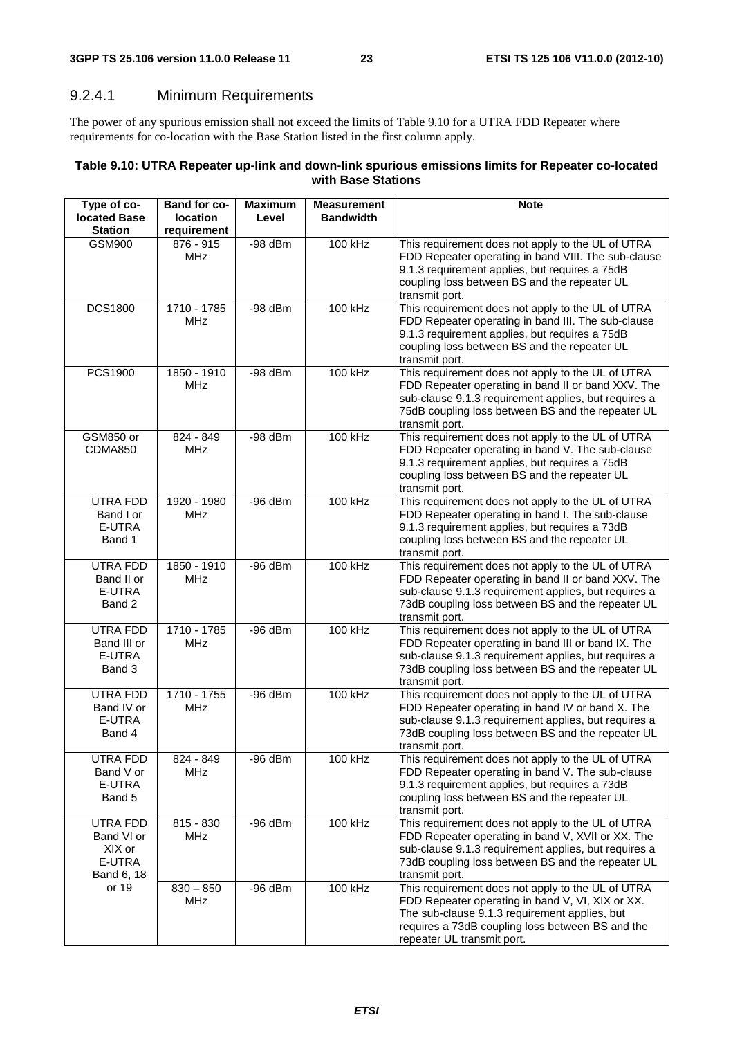### 9.2.4.1 Minimum Requirements

The power of any spurious emission shall not exceed the limits of Table 9.10 for a UTRA FDD Repeater where requirements for co-location with the Base Station listed in the first column apply.

**Table 9.10: UTRA Repeater up-link and down-link spurious emissions limits for Repeater co-located with Base Stations**

| Type of co-located Base Station | Band for co-location requirement | Maximum Level | Measurement Bandwidth | Note |
|---|---|---|---|---|
| GSM900 | 876 - 915 MHz | -98 dBm | 100 kHz | This requirement does not apply to the UL of UTRA FDD Repeater operating in band VIII. The sub-clause 9.1.3 requirement applies, but requires a 75dB coupling loss between BS and the repeater UL transmit port. |
| DCS1800 | 1710 - 1785 MHz | -98 dBm | 100 kHz | This requirement does not apply to the UL of UTRA FDD Repeater operating in band III. The sub-clause 9.1.3 requirement applies, but requires a 75dB coupling loss between BS and the repeater UL transmit port. |
| PCS1900 | 1850 - 1910 MHz | -98 dBm | 100 kHz | This requirement does not apply to the UL of UTRA FDD Repeater operating in band II or band XXV. The sub-clause 9.1.3 requirement applies, but requires a 75dB coupling loss between BS and the repeater UL transmit port. |
| GSM850 or CDMA850 | 824 - 849 MHz | -98 dBm | 100 kHz | This requirement does not apply to the UL of UTRA FDD Repeater operating in band V. The sub-clause 9.1.3 requirement applies, but requires a 75dB coupling loss between BS and the repeater UL transmit port. |
| UTRA FDD Band I or E-UTRA Band 1 | 1920 - 1980 MHz | -96 dBm | 100 kHz | This requirement does not apply to the UL of UTRA FDD Repeater operating in band I. The sub-clause 9.1.3 requirement applies, but requires a 73dB coupling loss between BS and the repeater UL transmit port. |
| UTRA FDD Band II or E-UTRA Band 2 | 1850 - 1910 MHz | -96 dBm | 100 kHz | This requirement does not apply to the UL of UTRA FDD Repeater operating in band II or band XXV. The sub-clause 9.1.3 requirement applies, but requires a 73dB coupling loss between BS and the repeater UL transmit port. |
| UTRA FDD Band III or E-UTRA Band 3 | 1710 - 1785 MHz | -96 dBm | 100 kHz | This requirement does not apply to the UL of UTRA FDD Repeater operating in band III or band IX. The sub-clause 9.1.3 requirement applies, but requires a 73dB coupling loss between BS and the repeater UL transmit port. |
| UTRA FDD Band IV or E-UTRA Band 4 | 1710 - 1755 MHz | -96 dBm | 100 kHz | This requirement does not apply to the UL of UTRA FDD Repeater operating in band IV or band X. The sub-clause 9.1.3 requirement applies, but requires a 73dB coupling loss between BS and the repeater UL transmit port. |
| UTRA FDD Band V or E-UTRA Band 5 | 824 - 849 MHz | -96 dBm | 100 kHz | This requirement does not apply to the UL of UTRA FDD Repeater operating in band V. The sub-clause 9.1.3 requirement applies, but requires a 73dB coupling loss between BS and the repeater UL transmit port. |
| UTRA FDD Band VI or XIX or E-UTRA Band 6, 18 or 19 | 815 - 830 MHz | -96 dBm | 100 kHz | This requirement does not apply to the UL of UTRA FDD Repeater operating in band V, XVII or XIX. The sub-clause 9.1.3 requirement applies, but requires a 73dB coupling loss between BS and the repeater UL transmit port. |
| | 830 – 850 MHz | -96 dBm | 100 kHz | This requirement does not apply to the UL of UTRA FDD Repeater operating in band V, VI, XIX or XX. The sub-clause 9.1.3 requirement applies, but requires a 73dB coupling loss between BS and the repeater UL transmit port. |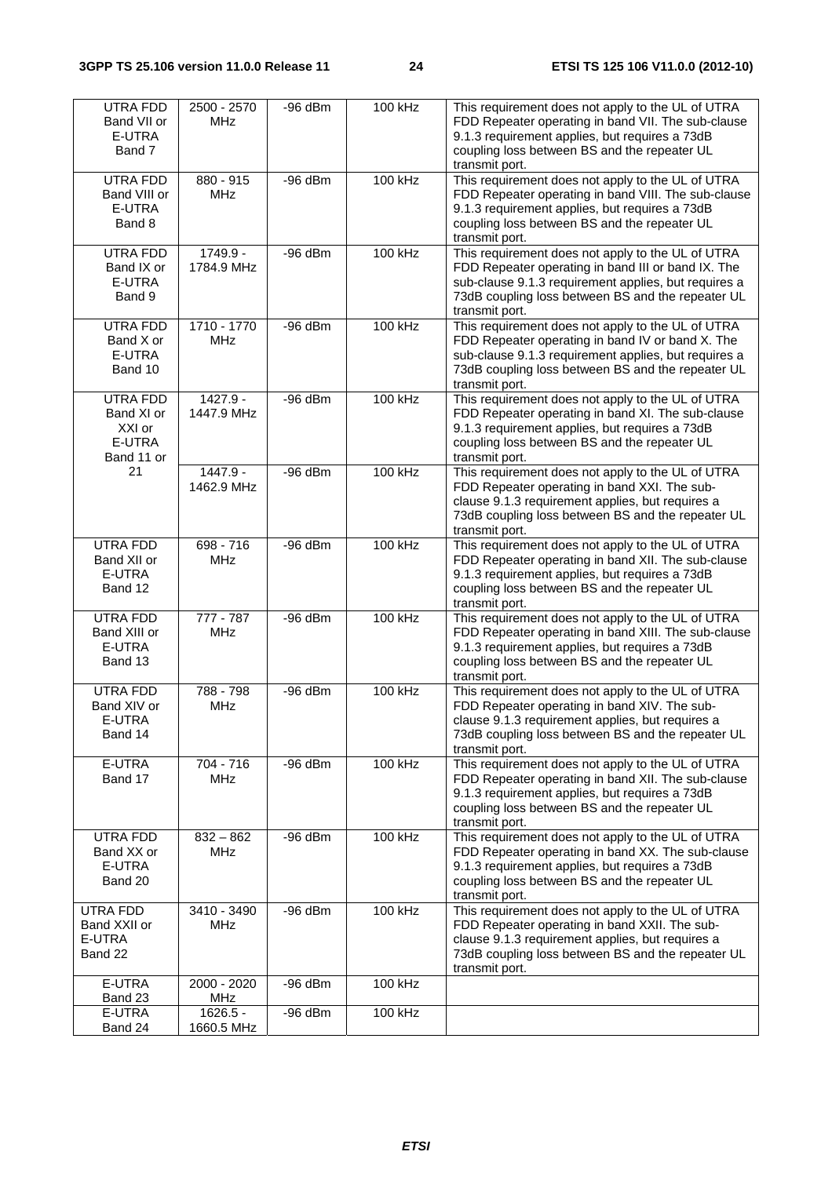| UTRA FDD Band VII or E-UTRA Band 7 | 2500 - 2570 MHz | -96 dBm | 100 kHz | This requirement does not apply to the UL of UTRA FDD Repeater operating in band VII. The sub-clause 9.1.3 requirement applies, but requires a 73dB coupling loss between BS and the repeater UL transmit port. |
|---|---|---|---|---|
| UTRA FDD Band VIII or E-UTRA Band 8 | 880 - 915 MHz | -96 dBm | 100 kHz | This requirement does not apply to the UL of UTRA FDD Repeater operating in band VIII. The sub-clause 9.1.3 requirement applies, but requires a 73dB coupling loss between BS and the repeater UL transmit port. |
| UTRA FDD Band IX or E-UTRA Band 9 | 1749.9 - 1784.9 MHz | -96 dBm | 100 kHz | This requirement does not apply to the UL of UTRA FDD Repeater operating in band III or band IX. The sub-clause 9.1.3 requirement applies, but requires a 73dB coupling loss between BS and the repeater UL transmit port. |
| UTRA FDD Band X or E-UTRA Band 10 | 1710 - 1770 MHz | -96 dBm | 100 kHz | This requirement does not apply to the UL of UTRA FDD Repeater operating in band IV or band X. The sub-clause 9.1.3 requirement applies, but requires a 73dB coupling loss between BS and the repeater UL transmit port. |
| UTRA FDD Band XI or XXI or E-UTRA Band 11 or 21 | 1427.9 - 1447.9 MHz | -96 dBm | 100 kHz | This requirement does not apply to the UL of UTRA FDD Repeater operating in band XI. The sub-clause 9.1.3 requirement applies, but requires a 73dB coupling loss between BS and the repeater UL transmit port. |
| | 1447.9 - 1462.9 MHz | -96 dBm | 100 kHz | This requirement does not apply to the UL of UTRA FDD Repeater operating in band XXI. The sub-clause 9.1.3 requirement applies, but requires a 73dB coupling loss between BS and the repeater UL transmit port. |
| UTRA FDD Band XII or E-UTRA Band 12 | 698 - 716 MHz | -96 dBm | 100 kHz | This requirement does not apply to the UL of UTRA FDD Repeater operating in band XII. The sub-clause 9.1.3 requirement applies, but requires a 73dB coupling loss between BS and the repeater UL transmit port. |
| UTRA FDD Band XIII or E-UTRA Band 13 | 777 - 787 MHz | -96 dBm | 100 kHz | This requirement does not apply to the UL of UTRA FDD Repeater operating in band XIII. The sub-clause 9.1.3 requirement applies, but requires a 73dB coupling loss between BS and the repeater UL transmit port. |
| UTRA FDD Band XIV or E-UTRA Band 14 | 788 - 798 MHz | -96 dBm | 100 kHz | This requirement does not apply to the UL of UTRA FDD Repeater operating in band XIV. The sub-clause 9.1.3 requirement applies, but requires a 73dB coupling loss between BS and the repeater UL transmit port. |
| E-UTRA Band 17 | 704 - 716 MHz | -96 dBm | 100 kHz | This requirement does not apply to the UL of UTRA FDD Repeater operating in band XII. The sub-clause 9.1.3 requirement applies, but requires a 73dB coupling loss between BS and the repeater UL transmit port. |
| UTRA FDD Band XX or E-UTRA Band 20 | 832 – 862 MHz | -96 dBm | 100 kHz | This requirement does not apply to the UL of UTRA FDD Repeater operating in band XX. The sub-clause 9.1.3 requirement applies, but requires a 73dB coupling loss between BS and the repeater UL transmit port. |
| UTRA FDD Band XXII or E-UTRA Band 22 | 3410 - 3490 MHz | -96 dBm | 100 kHz | This requirement does not apply to the UL of UTRA FDD Repeater operating in band XXII. The sub-clause 9.1.3 requirement applies, but requires a 73dB coupling loss between BS and the repeater UL transmit port. |
| E-UTRA Band 23 | 2000 - 2020 MHz | -96 dBm | 100 kHz | |
| E-UTRA Band 24 | 1626.5 - 1660.5 MHz | -96 dBm | 100 kHz | |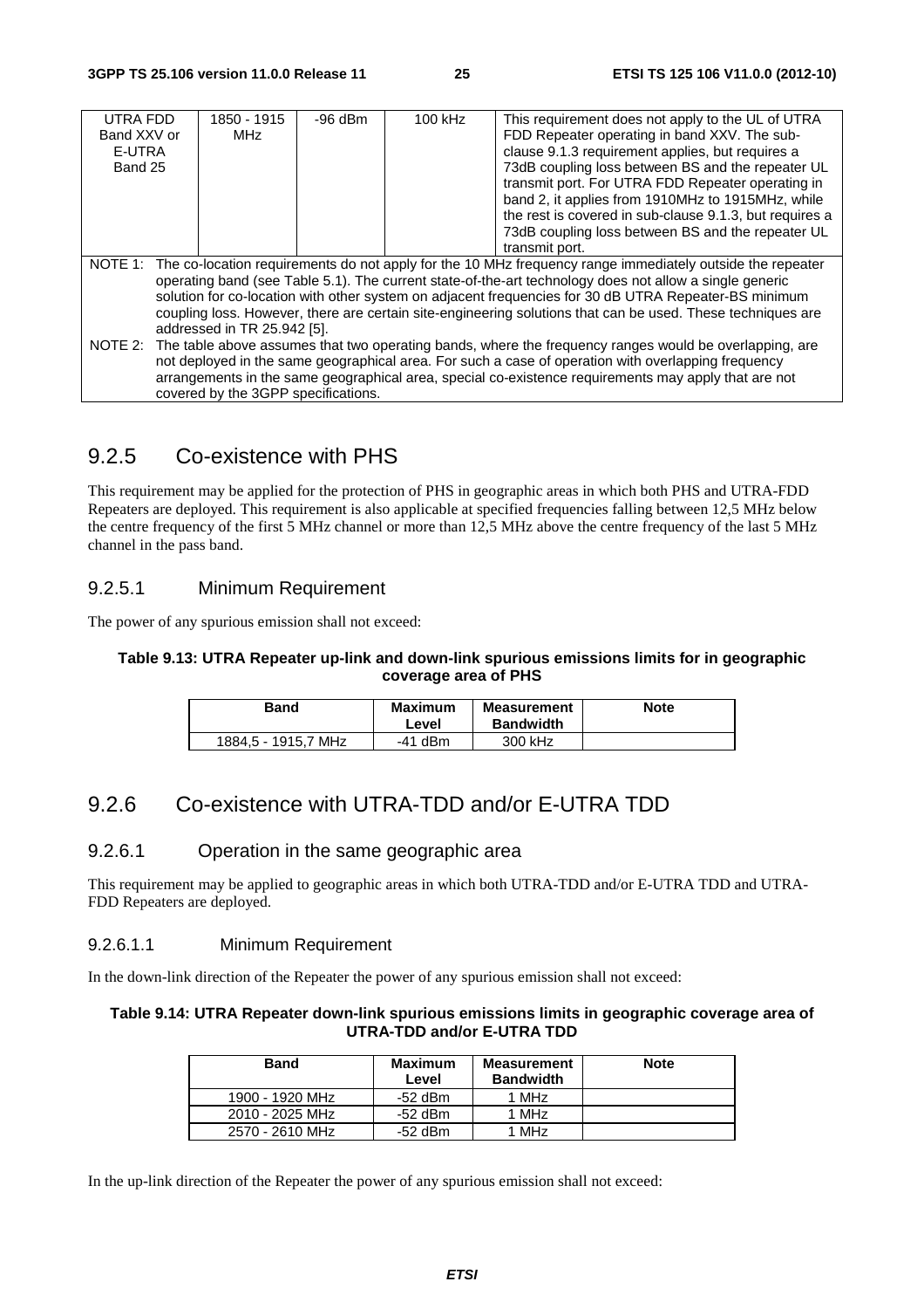| UTRA FDD Band XXV or E-UTRA Band 25 | 1850 - 1915 MHz | -96 dBm | 100 kHz | This requirement does not apply to the UL of UTRA FDD Repeater operating in band XXV. The sub-clause 9.1.3 requirement applies, but requires a 73dB coupling loss between BS and the repeater UL transmit port. For UTRA FDD Repeater operating in band 2, it applies from 1910MHz to 1915MHz, while the rest is covered in sub-clause 9.1.3, but requires a 73dB coupling loss between BS and the repeater UL transmit port. |
|---|---|---|---|---|
| NOTE 1: The co-location requirements do not apply for the 10 MHz frequency range immediately outside the repeater operating band (see Table 5.1). The current state-of-the-art technology does not allow a single generic solution for co-location with other system on adjacent frequencies for 30 dB UTRA Repeater-BS minimum coupling loss. However, there are certain site-engineering solutions that can be used. These techniques are addressed in TR 25.942 [5]. NOTE 2: The table above assumes that two operating bands, where the frequency ranges would be overlapping, are not deployed in the same geographical area. For such a case of operation with overlapping frequency arrangements in the same geographical area, special co-existence requirements may apply that are not covered by the 3GPP specifications. | | | | |

## 9.2.5 Co-existence with PHS

This requirement may be applied for the protection of PHS in geographic areas in which both PHS and UTRA-FDD Repeaters are deployed. This requirement is also applicable at specified frequencies falling between 12,5 MHz below the centre frequency of the first 5 MHz channel or more than 12,5 MHz above the centre frequency of the last 5 MHz channel in the pass band.

### 9.2.5.1 Minimum Requirement

The power of any spurious emission shall not exceed:

**Table 9.13: UTRA Repeater up-link and down-link spurious emissions limits for in geographic coverage area of PHS**

| Band | Maximum Level | Measurement Bandwidth | Note |
|---|---|---|---|
| 1884,5 - 1915,7 MHz | -41 dBm | 300 kHz | |

## 9.2.6 Co-existence with UTRA-TDD and/or E-UTRA TDD

### 9.2.6.1 Operation in the same geographic area

This requirement may be applied to geographic areas in which both UTRA-TDD and/or E-UTRA TDD and UTRA-FDD Repeaters are deployed.

#### 9.2.6.1.1 Minimum Requirement

In the down-link direction of the Repeater the power of any spurious emission shall not exceed:

**Table 9.14: UTRA Repeater down-link spurious emissions limits in geographic coverage area of UTRA-TDD and/or E-UTRA TDD**

| Band | Maximum Level | Measurement Bandwidth | Note |
|---|---|---|---|
| 1900 - 1920 MHz | -52 dBm | 1 MHz | |
| 2010 - 2025 MHz | -52 dBm | 1 MHz | |
| 2570 - 2610 MHz | -52 dBm | 1 MHz | |

In the up-link direction of the Repeater the power of any spurious emission shall not exceed: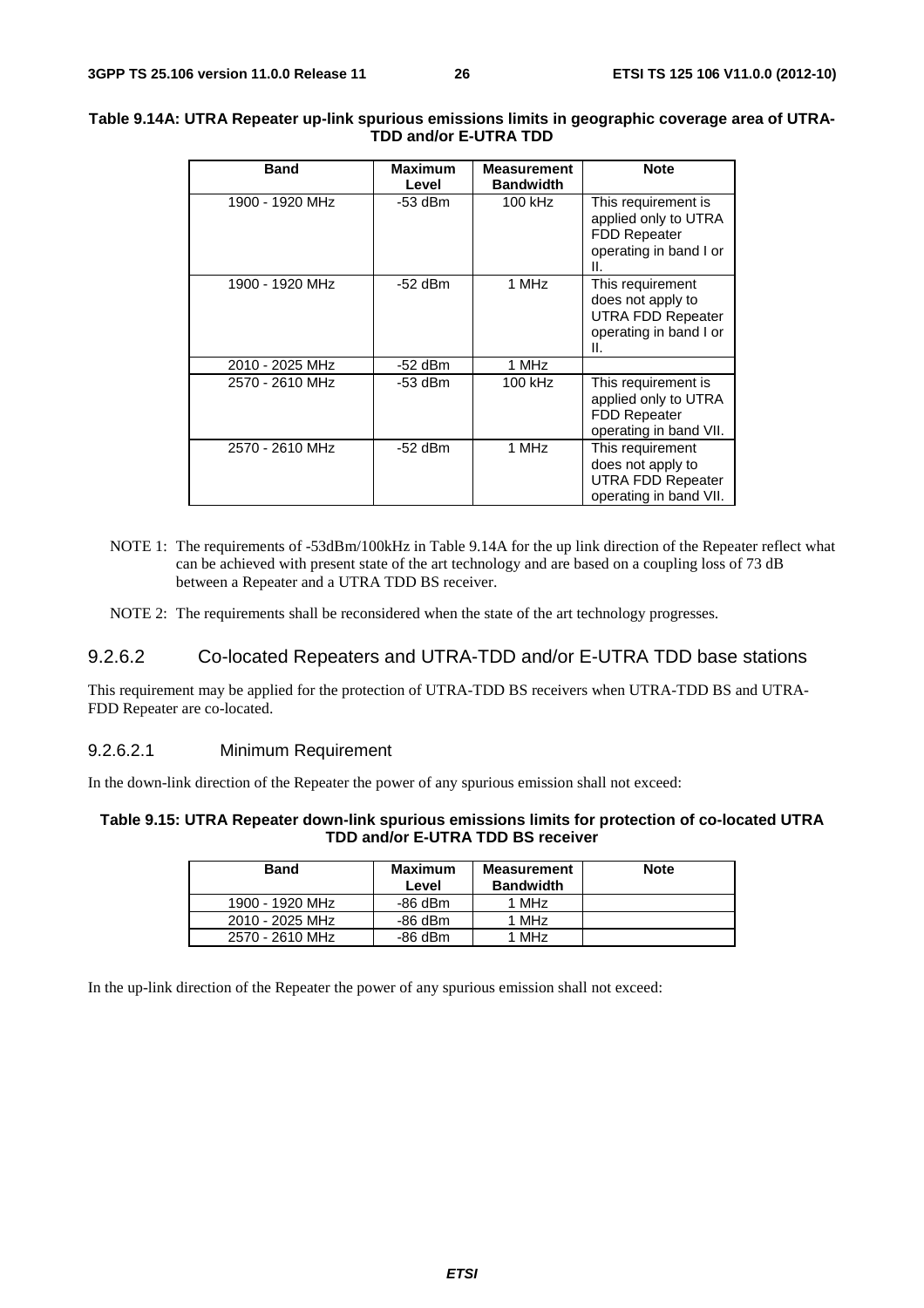**Table 9.14A: UTRA Repeater up-link spurious emissions limits in geographic coverage area of UTRA-TDD and/or E-UTRA TDD**

| Band | Maximum Level | Measurement Bandwidth | Note |
|---|---|---|---|
| 1900 - 1920 MHz | -53 dBm | 100 kHz | This requirement is applied only to UTRA FDD Repeater operating in band I or II. |
| 1900 - 1920 MHz | -52 dBm | 1 MHz | This requirement does not apply to UTRA FDD Repeater operating in band I or II. |
| 2010 - 2025 MHz | -52 dBm | 1 MHz | |
| 2570 - 2610 MHz | -53 dBm | 100 kHz | This requirement is applied only to UTRA FDD Repeater operating in band VII. |
| 2570 - 2610 MHz | -52 dBm | 1 MHz | This requirement does not apply to UTRA FDD Repeater operating in band VII. |

NOTE 1: The requirements of -53dBm/100kHz in Table 9.14A for the up link direction of the Repeater reflect what can be achieved with present state of the art technology and are based on a coupling loss of 73 dB between a Repeater and a UTRA TDD BS receiver.

NOTE 2: The requirements shall be reconsidered when the state of the art technology progresses.

### 9.2.6.2 Co-located Repeaters and UTRA-TDD and/or E-UTRA TDD base stations

This requirement may be applied for the protection of UTRA-TDD BS receivers when UTRA-TDD BS and UTRA-FDD Repeater are co-located.

#### 9.2.6.2.1 Minimum Requirement

In the down-link direction of the Repeater the power of any spurious emission shall not exceed:

**Table 9.15: UTRA Repeater down-link spurious emissions limits for protection of co-located UTRA TDD and/or E-UTRA TDD BS receiver**

| Band | Maximum Level | Measurement Bandwidth | Note |
|---|---|---|---|
| 1900 - 1920 MHz | -86 dBm | 1 MHz | |
| 2010 - 2025 MHz | -86 dBm | 1 MHz | |
| 2570 - 2610 MHz | -86 dBm | 1 MHz | |

In the up-link direction of the Repeater the power of any spurious emission shall not exceed: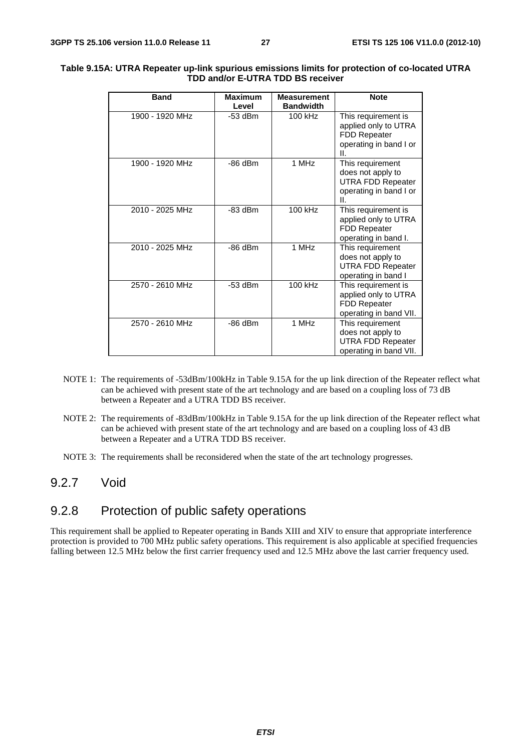**Table 9.15A: UTRA Repeater up-link spurious emissions limits for protection of co-located UTRA TDD and/or E-UTRA TDD BS receiver**

| Band | Maximum Level | Measurement Bandwidth | Note |
|---|---|---|---|
| 1900 - 1920 MHz | -53 dBm | 100 kHz | This requirement is applied only to UTRA FDD Repeater operating in band I or II. |
| 1900 - 1920 MHz | -86 dBm | 1 MHz | This requirement does not apply to UTRA FDD Repeater operating in band I or II. |
| 2010 - 2025 MHz | -83 dBm | 100 kHz | This requirement is applied only to UTRA FDD Repeater operating in band I. |
| 2010 - 2025 MHz | -86 dBm | 1 MHz | This requirement does not apply to UTRA FDD Repeater operating in band I |
| 2570 - 2610 MHz | -53 dBm | 100 kHz | This requirement is applied only to UTRA FDD Repeater operating in band VII. |
| 2570 - 2610 MHz | -86 dBm | 1 MHz | This requirement does not apply to UTRA FDD Repeater operating in band VII. |

NOTE 1: The requirements of -53dBm/100kHz in Table 9.15A for the up link direction of the Repeater reflect what can be achieved with present state of the art technology and are based on a coupling loss of 73 dB between a Repeater and a UTRA TDD BS receiver.

NOTE 2: The requirements of -83dBm/100kHz in Table 9.15A for the up link direction of the Repeater reflect what can be achieved with present state of the art technology and are based on a coupling loss of 43 dB between a Repeater and a UTRA TDD BS receiver.

NOTE 3: The requirements shall be reconsidered when the state of the art technology progresses.

### 9.2.7 Void

### 9.2.8 Protection of public safety operations

This requirement shall be applied to Repeater operating in Bands XIII and XIV to ensure that appropriate interference protection is provided to 700 MHz public safety operations. This requirement is also applicable at specified frequencies falling between 12.5 MHz below the first carrier frequency used and 12.5 MHz above the last carrier frequency used.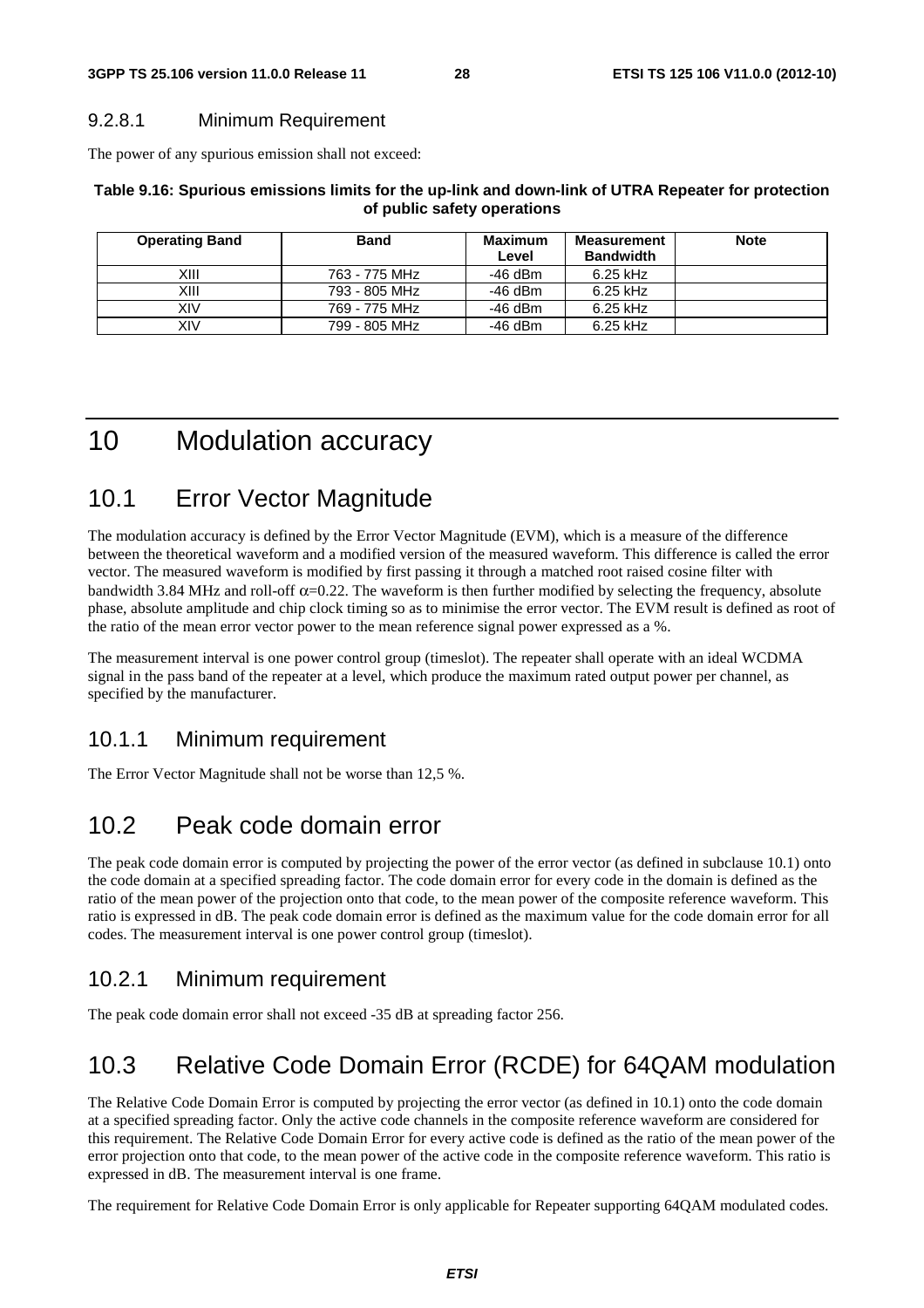#### 9.2.8.1 Minimum Requirement

The power of any spurious emission shall not exceed:

**Table 9.16: Spurious emissions limits for the up-link and down-link of UTRA Repeater for protection of public safety operations**

| Operating Band | Band | Maximum Level | Measurement Bandwidth | Note |
|---|---|---|---|---|
| XIII | 763 - 775 MHz | -46 dBm | 6.25 kHz | |
| XIII | 793 - 805 MHz | -46 dBm | 6.25 kHz | |
| XIV | 769 - 775 MHz | -46 dBm | 6.25 kHz | |
| XIV | 799 - 805 MHz | -46 dBm | 6.25 kHz | |

# 10 Modulation accuracy

## 10.1 Error Vector Magnitude

The modulation accuracy is defined by the Error Vector Magnitude (EVM), which is a measure of the difference between the theoretical waveform and a modified version of the measured waveform. This difference is called the error vector. The measured waveform is modified by first passing it through a matched root raised cosine filter with bandwidth 3.84 MHz and roll-off $\alpha$=0.22. The waveform is then further modified by selecting the frequency, absolute phase, absolute amplitude and chip clock timing so as to minimise the error vector. The EVM result is defined as root of the ratio of the mean error vector power to the mean reference signal power expressed as a %.

The measurement interval is one power control group (timeslot). The repeater shall operate with an ideal WCDMA signal in the pass band of the repeater at a level, which produce the maximum rated output power per channel, as specified by the manufacturer.

### 10.1.1 Minimum requirement

The Error Vector Magnitude shall not be worse than 12,5 %.

## 10.2 Peak code domain error

The peak code domain error is computed by projecting the power of the error vector (as defined in subclause 10.1) onto the code domain at a specified spreading factor. The code domain error for every code in the domain is defined as the ratio of the mean power of the projection onto that code, to the mean power of the composite reference waveform. This ratio is expressed in dB. The peak code domain error is defined as the maximum value for the code domain error for all codes. The measurement interval is one power control group (timeslot).

### 10.2.1 Minimum requirement

The peak code domain error shall not exceed -35 dB at spreading factor 256.

## 10.3 Relative Code Domain Error (RCDE) for 64QAM modulation

The Relative Code Domain Error is computed by projecting the error vector (as defined in 10.1) onto the code domain at a specified spreading factor. Only the active code channels in the composite reference waveform are considered for this requirement. The Relative Code Domain Error for every active code is defined as the ratio of the mean power of the error projection onto that code, to the mean power of the active code in the composite reference waveform. This ratio is expressed in dB. The measurement interval is one frame.

The requirement for Relative Code Domain Error is only applicable for Repeater supporting 64QAM modulated codes.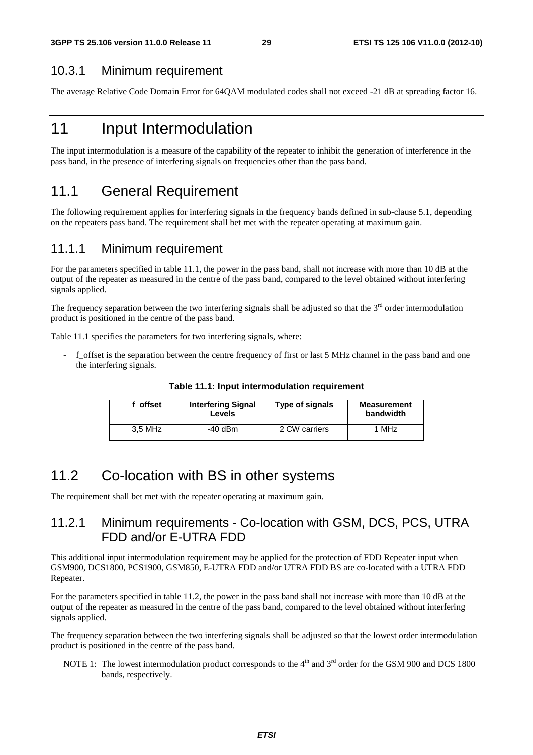### 10.3.1 Minimum requirement

The average Relative Code Domain Error for 64QAM modulated codes shall not exceed -21 dB at spreading factor 16.

# 11 Input Intermodulation

The input intermodulation is a measure of the capability of the repeater to inhibit the generation of interference in the pass band, in the presence of interfering signals on frequencies other than the pass band.

## 11.1 General Requirement

The following requirement applies for interfering signals in the frequency bands defined in sub-clause 5.1, depending on the repeaters pass band. The requirement shall bet met with the repeater operating at maximum gain.

### 11.1.1 Minimum requirement

For the parameters specified in table 11.1, the power in the pass band, shall not increase with more than 10 dB at the output of the repeater as measured in the centre of the pass band, compared to the level obtained without interfering signals applied.

The frequency separation between the two interfering signals shall be adjusted so that the 3rd order intermodulation product is positioned in the centre of the pass band.

Table 11.1 specifies the parameters for two interfering signals, where:

- f_offset is the separation between the centre frequency of first or last 5 MHz channel in the pass band and one the interfering signals.

**Table 11.1: Input intermodulation requirement**

| f_offset | Interfering Signal Levels | Type of signals | Measurement bandwidth |
|---|---|---|---|
| 3,5 MHz | -40 dBm | 2 CW carriers | 1 MHz |

## 11.2 Co-location with BS in other systems

The requirement shall bet met with the repeater operating at maximum gain.

### 11.2.1 Minimum requirements - Co-location with GSM, DCS, PCS, UTRA FDD and/or E-UTRA FDD

This additional input intermodulation requirement may be applied for the protection of FDD Repeater input when GSM900, DCS1800, PCS1900, GSM850, E-UTRA FDD and/or UTRA FDD BS are co-located with a UTRA FDD Repeater.

For the parameters specified in table 11.2, the power in the pass band shall not increase with more than 10 dB at the output of the repeater as measured in the centre of the pass band, compared to the level obtained without interfering signals applied.

The frequency separation between the two interfering signals shall be adjusted so that the lowest order intermodulation product is positioned in the centre of the pass band.

NOTE 1: The lowest intermodulation product corresponds to the 4th and 3rd order for the GSM 900 and DCS 1800 bands, respectively.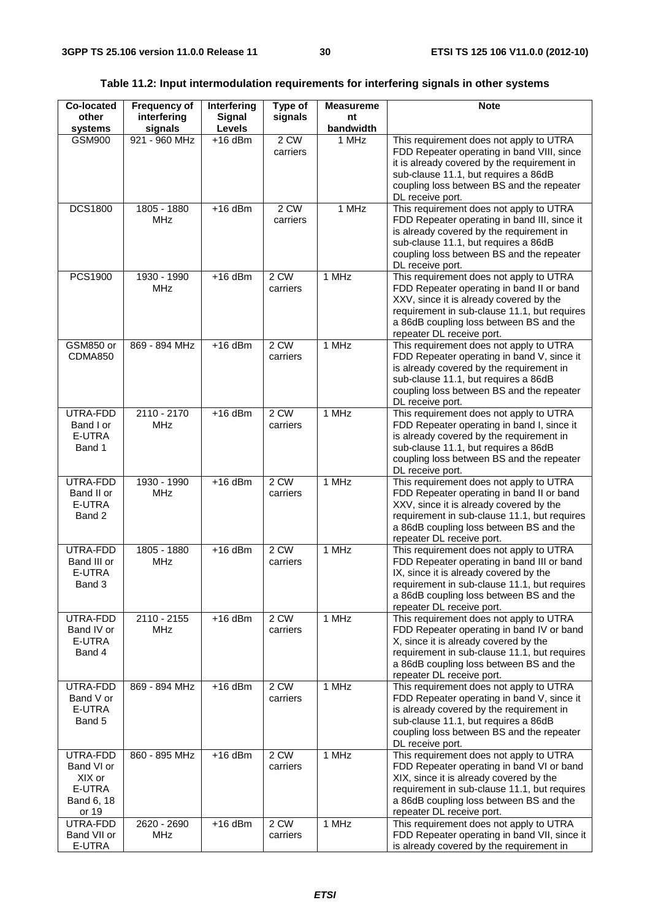**Table 11.2: Input intermodulation requirements for interfering signals in other systems**

| Co-located other systems | Frequency of interfering signals | Interfering Signal Levels | Type of signals | Measurement bandwidth | Note |
|---|---|---|---|---|---|
| GSM900 | 921 - 960 MHz | +16 dBm | 2 CW carriers | 1 MHz | This requirement does not apply to UTRA FDD Repeater operating in band VIII, since it is already covered by the requirement in sub-clause 11.1, but requires a 86dB coupling loss between BS and the repeater DL receive port. |
| DCS1800 | 1805 - 1880 MHz | +16 dBm | 2 CW carriers | 1 MHz | This requirement does not apply to UTRA FDD Repeater operating in band III, since it is already covered by the requirement in sub-clause 11.1, but requires a 86dB coupling loss between BS and the repeater DL receive port. |
| PCS1900 | 1930 - 1990 MHz | +16 dBm | 2 CW carriers | 1 MHz | This requirement does not apply to UTRA FDD Repeater operating in band II or band XXV, since it is already covered by the requirement in sub-clause 11.1, but requires a 86dB coupling loss between BS and the repeater DL receive port. |
| GSM850 or CDMA850 | 869 - 894 MHz | +16 dBm | 2 CW carriers | 1 MHz | This requirement does not apply to UTRA FDD Repeater operating in band V, since it is already covered by the requirement in sub-clause 11.1, but requires a 86dB coupling loss between BS and the repeater DL receive port. |
| UTRA-FDD Band I or E-UTRA Band 1 | 2110 - 2170 MHz | +16 dBm | 2 CW carriers | 1 MHz | This requirement does not apply to UTRA FDD Repeater operating in band I, since it is already covered by the requirement in sub-clause 11.1, but requires a 86dB coupling loss between BS and the repeater DL receive port. |
| UTRA-FDD Band II or E-UTRA Band 2 | 1930 - 1990 MHz | +16 dBm | 2 CW carriers | 1 MHz | This requirement does not apply to UTRA FDD Repeater operating in band II or band XXV, since it is already covered by the requirement in sub-clause 11.1, but requires a 86dB coupling loss between BS and the repeater DL receive port. |
| UTRA-FDD Band III or E-UTRA Band 3 | 1805 - 1880 MHz | +16 dBm | 2 CW carriers | 1 MHz | This requirement does not apply to UTRA FDD Repeater operating in band III or band IX, since it is already covered by the requirement in sub-clause 11.1, but requires a 86dB coupling loss between BS and the repeater DL receive port. |
| UTRA-FDD Band IV or E-UTRA Band 4 | 2110 - 2155 MHz | +16 dBm | 2 CW carriers | 1 MHz | This requirement does not apply to UTRA FDD Repeater operating in band IV or band X, since it is already covered by the requirement in sub-clause 11.1, but requires a 86dB coupling loss between BS and the repeater DL receive port. |
| UTRA-FDD Band V or E-UTRA Band 5 | 869 - 894 MHz | +16 dBm | 2 CW carriers | 1 MHz | This requirement does not apply to UTRA FDD Repeater operating in band V, since it is already covered by the requirement in sub-clause 11.1, but requires a 86dB coupling loss between BS and the repeater DL receive port. |
| UTRA-FDD Band VI or XIX or E-UTRA Band 6, 18 or 19 | 860 - 895 MHz | +16 dBm | 2 CW carriers | 1 MHz | This requirement does not apply to UTRA FDD Repeater operating in band VI or band XIX, since it is already covered by the requirement in sub-clause 11.1, but requires a 86dB coupling loss between BS and the repeater DL receive port. |
| UTRA-FDD Band VII or E-UTRA | 2620 - 2690 MHz | +16 dBm | 2 CW carriers | 1 MHz | This requirement does not apply to UTRA FDD Repeater operating in band VII, since it is already covered by the requirement in |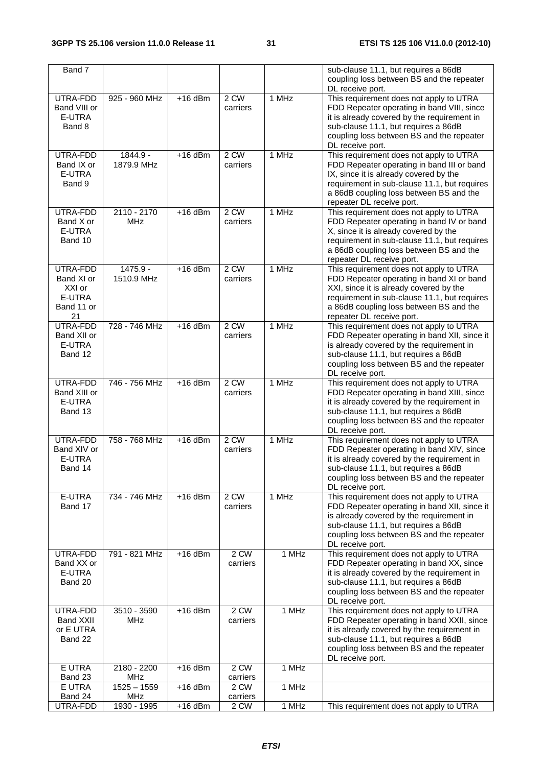| Band 7 | | | | | sub-clause 11.1, but requires a 86dB coupling loss between BS and the repeater DL receive port. |
|---|---|---|---|---|---|
| UTRA-FDD Band VIII or E-UTRA Band 8 | 925 - 960 MHz | +16 dBm | 2 CW carriers | 1 MHz | This requirement does not apply to UTRA FDD Repeater operating in band VIII, since it is already covered by the requirement in sub-clause 11.1, but requires a 86dB coupling loss between BS and the repeater DL receive port. |
| UTRA-FDD Band IX or E-UTRA Band 9 | 1844.9 - 1879.9 MHz | +16 dBm | 2 CW carriers | 1 MHz | This requirement does not apply to UTRA FDD Repeater operating in band III or band IX, since it is already covered by the requirement in sub-clause 11.1, but requires a 86dB coupling loss between BS and the repeater DL receive port. |
| UTRA-FDD Band X or E-UTRA Band 10 | 2110 - 2170 MHz | +16 dBm | 2 CW carriers | 1 MHz | This requirement does not apply to UTRA FDD Repeater operating in band IV or band X, since it is already covered by the requirement in sub-clause 11.1, but requires a 86dB coupling loss between BS and the repeater DL receive port. |
| UTRA-FDD Band XI or XXI or E-UTRA Band 11 or 21 | 1475.9 - 1510.9 MHz | +16 dBm | 2 CW carriers | 1 MHz | This requirement does not apply to UTRA FDD Repeater operating in band XI or band XXI, since it is already covered by the requirement in sub-clause 11.1, but requires a 86dB coupling loss between BS and the repeater DL receive port. |
| UTRA-FDD Band XII or E-UTRA Band 12 | 728 - 746 MHz | +16 dBm | 2 CW carriers | 1 MHz | This requirement does not apply to UTRA FDD Repeater operating in band XII, since it is already covered by the requirement in sub-clause 11.1, but requires a 86dB coupling loss between BS and the repeater DL receive port. |
| UTRA-FDD Band XIII or E-UTRA Band 13 | 746 - 756 MHz | +16 dBm | 2 CW carriers | 1 MHz | This requirement does not apply to UTRA FDD Repeater operating in band XIII, since it is already covered by the requirement in sub-clause 11.1, but requires a 86dB coupling loss between BS and the repeater DL receive port. |
| UTRA-FDD Band XIV or E-UTRA Band 14 | 758 - 768 MHz | +16 dBm | 2 CW carriers | 1 MHz | This requirement does not apply to UTRA FDD Repeater operating in band XIV, since it is already covered by the requirement in sub-clause 11.1, but requires a 86dB coupling loss between BS and the repeater DL receive port. |
| E-UTRA Band 17 | 734 - 746 MHz | +16 dBm | 2 CW carriers | 1 MHz | This requirement does not apply to UTRA FDD Repeater operating in band XII, since it is already covered by the requirement in sub-clause 11.1, but requires a 86dB coupling loss between BS and the repeater DL receive port. |
| UTRA-FDD Band XX or E-UTRA Band 20 | 791 - 821 MHz | +16 dBm | 2 CW carriers | 1 MHz | This requirement does not apply to UTRA FDD Repeater operating in band XX, since it is already covered by the requirement in sub-clause 11.1, but requires a 86dB coupling loss between BS and the repeater DL receive port. |
| UTRA-FDD Band XXII or E UTRA Band 22 | 3510 - 3590 MHz | +16 dBm | 2 CW carriers | 1 MHz | This requirement does not apply to UTRA FDD Repeater operating in band XXII, since it is already covered by the requirement in sub-clause 11.1, but requires a 86dB coupling loss between BS and the repeater DL receive port. |
| E UTRA Band 23 | 2180 - 2200 MHz | +16 dBm | 2 CW carriers | 1 MHz | |
| E UTRA Band 24 | 1525 – 1559 MHz | +16 dBm | 2 CW carriers | 1 MHz | |
| UTRA-FDD | 1930 - 1995 | +16 dBm | 2 CW | 1 MHz | This requirement does not apply to UTRA |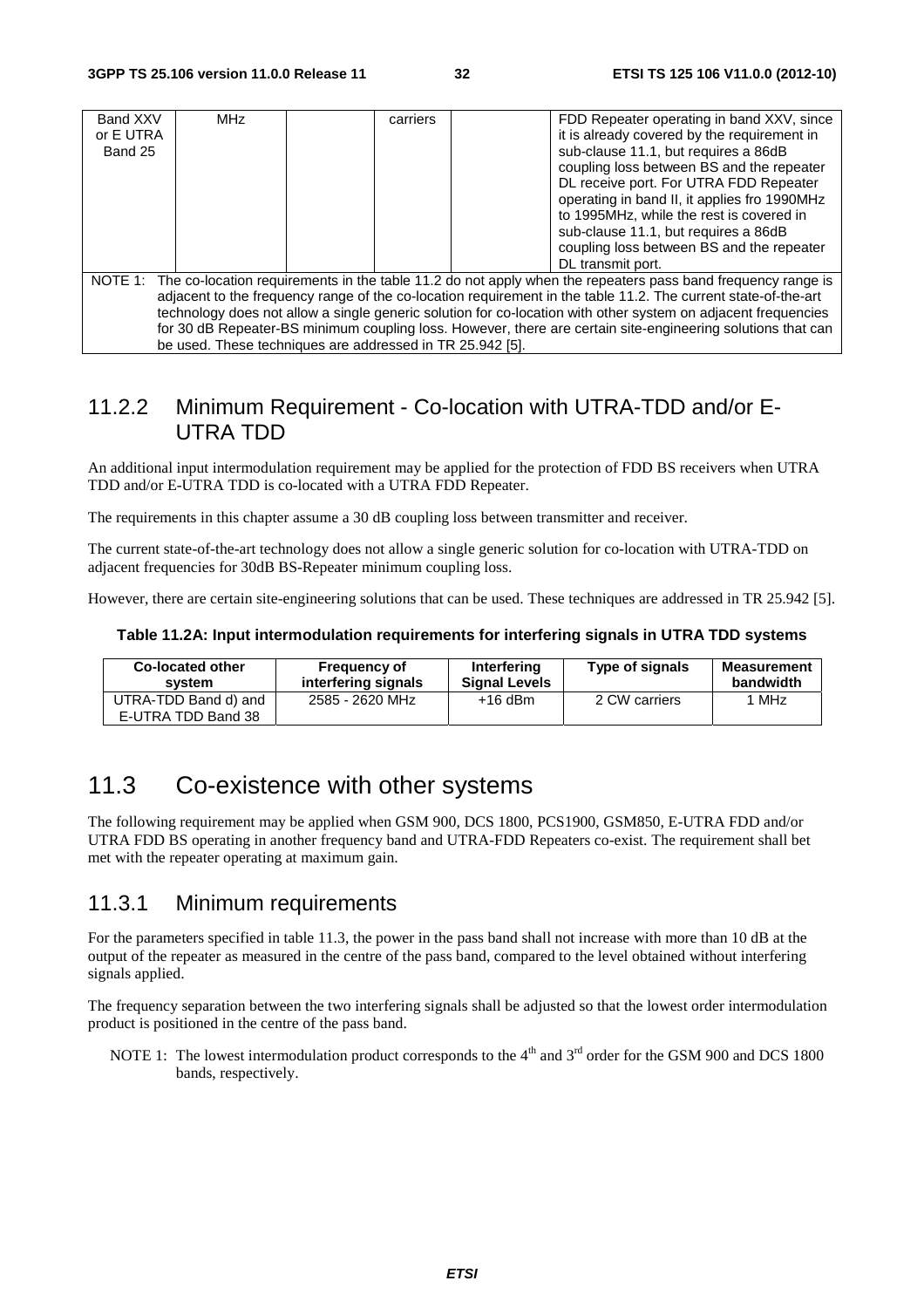| Band XXV or E UTRA Band 25 | MHz | | carriers | | FDD Repeater operating in band XXV, since it is already covered by the requirement in sub-clause 11.1, but requires a 86dB coupling loss between BS and the repeater DL receive port. For UTRA FDD Repeater operating in band II, it applies fro 1990MHz to 1995MHz, while the rest is covered in sub-clause 11.1, but requires a 86dB coupling loss between BS and the repeater DL transmit port. |
|---|---|---|---|---|---|
| NOTE 1: The co-location requirements in the table 11.2 do not apply when the repeaters pass band frequency range is adjacent to the frequency range of the co-location requirement in the table 11.2. The current state-of-the-art technology does not allow a single generic solution for co-location with other system on adjacent frequencies for 30 dB Repeater-BS minimum coupling loss. However, there are certain site-engineering solutions that can be used. These techniques are addressed in TR 25.942 [5]. | | | | | |

### 11.2.2 Minimum Requirement - Co-location with UTRA-TDD and/or E-UTRA TDD

An additional input intermodulation requirement may be applied for the protection of FDD BS receivers when UTRA TDD and/or E-UTRA TDD is co-located with a UTRA FDD Repeater.

The requirements in this chapter assume a 30 dB coupling loss between transmitter and receiver.

The current state-of-the-art technology does not allow a single generic solution for co-location with UTRA-TDD on adjacent frequencies for 30dB BS-Repeater minimum coupling loss.

However, there are certain site-engineering solutions that can be used. These techniques are addressed in TR 25.942 [5].

**Table 11.2A: Input intermodulation requirements for interfering signals in UTRA TDD systems**

| Co-located other system | Frequency of interfering signals | Interfering Signal Levels | Type of signals | Measurement bandwidth |
|---|---|---|---|---|
| UTRA-TDD Band d) and E-UTRA TDD Band 38 | 2585 - 2620 MHz | +16 dBm | 2 CW carriers | 1 MHz |

## 11.3 Co-existence with other systems

The following requirement may be applied when GSM 900, DCS 1800, PCS1900, GSM850, E-UTRA FDD and/or UTRA FDD BS operating in another frequency band and UTRA-FDD Repeaters co-exist. The requirement shall bet met with the repeater operating at maximum gain.

### 11.3.1 Minimum requirements

For the parameters specified in table 11.3, the power in the pass band shall not increase with more than 10 dB at the output of the repeater as measured in the centre of the pass band, compared to the level obtained without interfering signals applied.

The frequency separation between the two interfering signals shall be adjusted so that the lowest order intermodulation product is positioned in the centre of the pass band.

NOTE 1: The lowest intermodulation product corresponds to the 4th and 3rd order for the GSM 900 and DCS 1800 bands, respectively.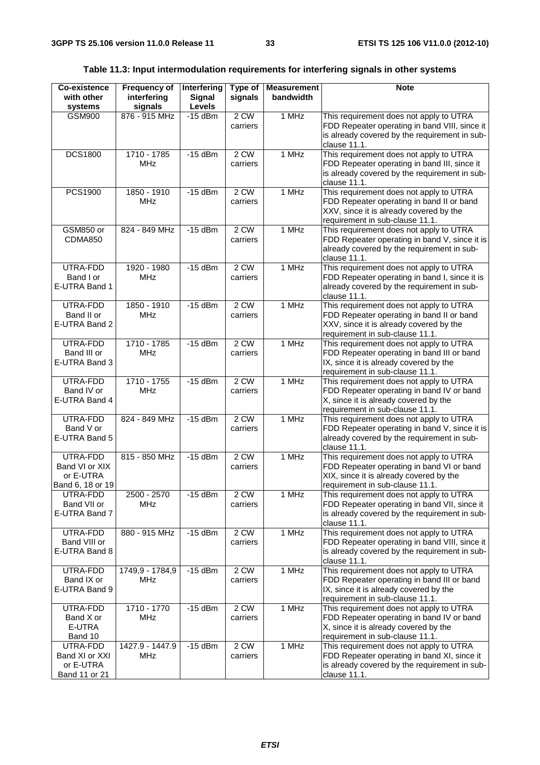**Table 11.3: Input intermodulation requirements for interfering signals in other systems**

| Co-existence with other systems | Frequency of interfering signals | Interfering Signal Levels | Type of signals | Measurement bandwidth | Note |
|---|---|---|---|---|---|
| GSM900 | 876 - 915 MHz | -15 dBm | 2 CW carriers | 1 MHz | This requirement does not apply to UTRA FDD Repeater operating in band VIII, since it is already covered by the requirement in sub-clause 11.1. |
| DCS1800 | 1710 - 1785 MHz | -15 dBm | 2 CW carriers | 1 MHz | This requirement does not apply to UTRA FDD Repeater operating in band III, since it is already covered by the requirement in sub-clause 11.1. |
| PCS1900 | 1850 - 1910 MHz | -15 dBm | 2 CW carriers | 1 MHz | This requirement does not apply to UTRA FDD Repeater operating in band II or band XXV, since it is already covered by the requirement in sub-clause 11.1. |
| GSM850 or CDMA850 | 824 - 849 MHz | -15 dBm | 2 CW carriers | 1 MHz | This requirement does not apply to UTRA FDD Repeater operating in band V, since it is already covered by the requirement in sub-clause 11.1. |
| UTRA-FDD Band I or E-UTRA Band 1 | 1920 - 1980 MHz | -15 dBm | 2 CW carriers | 1 MHz | This requirement does not apply to UTRA FDD Repeater operating in band I, since it is already covered by the requirement in sub-clause 11.1. |
| UTRA-FDD Band II or E-UTRA Band 2 | 1850 - 1910 MHz | -15 dBm | 2 CW carriers | 1 MHz | This requirement does not apply to UTRA FDD Repeater operating in band II or band XXV, since it is already covered by the requirement in sub-clause 11.1. |
| UTRA-FDD Band III or E-UTRA Band 3 | 1710 - 1785 MHz | -15 dBm | 2 CW carriers | 1 MHz | This requirement does not apply to UTRA FDD Repeater operating in band III or band IX, since it is already covered by the requirement in sub-clause 11.1. |
| UTRA-FDD Band IV or E-UTRA Band 4 | 1710 - 1755 MHz | -15 dBm | 2 CW carriers | 1 MHz | This requirement does not apply to UTRA FDD Repeater operating in band IV or band X, since it is already covered by the requirement in sub-clause 11.1. |
| UTRA-FDD Band V or E-UTRA Band 5 | 824 - 849 MHz | -15 dBm | 2 CW carriers | 1 MHz | This requirement does not apply to UTRA FDD Repeater operating in band V, since it is already covered by the requirement in sub-clause 11.1. |
| UTRA-FDD Band VI or XIX or E-UTRA Band 6, 18 or 19 | 815 - 850 MHz | -15 dBm | 2 CW carriers | 1 MHz | This requirement does not apply to UTRA FDD Repeater operating in band VI or band XIX, since it is already covered by the requirement in sub-clause 11.1. |
| UTRA-FDD Band VII or E-UTRA Band 7 | 2500 - 2570 MHz | -15 dBm | 2 CW carriers | 1 MHz | This requirement does not apply to UTRA FDD Repeater operating in band VII, since it is already covered by the requirement in sub-clause 11.1. |
| UTRA-FDD Band VIII or E-UTRA Band 8 | 880 - 915 MHz | -15 dBm | 2 CW carriers | 1 MHz | This requirement does not apply to UTRA FDD Repeater operating in band VIII, since it is already covered by the requirement in sub-clause 11.1. |
| UTRA-FDD Band IX or E-UTRA Band 9 | 1749,9 - 1784,9 MHz | -15 dBm | 2 CW carriers | 1 MHz | This requirement does not apply to UTRA FDD Repeater operating in band III or band IX, since it is already covered by the requirement in sub-clause 11.1. |
| UTRA-FDD Band X or E-UTRA Band 10 | 1710 - 1770 MHz | -15 dBm | 2 CW carriers | 1 MHz | This requirement does not apply to UTRA FDD Repeater operating in band IV or band X, since it is already covered by the requirement in sub-clause 11.1. |
| UTRA-FDD Band XI or XXI or E-UTRA Band 11 or 21 | 1427.9 - 1447.9 MHz | -15 dBm | 2 CW carriers | 1 MHz | This requirement does not apply to UTRA FDD Repeater operating in band XI, since it is already covered by the requirement in sub-clause 11.1. |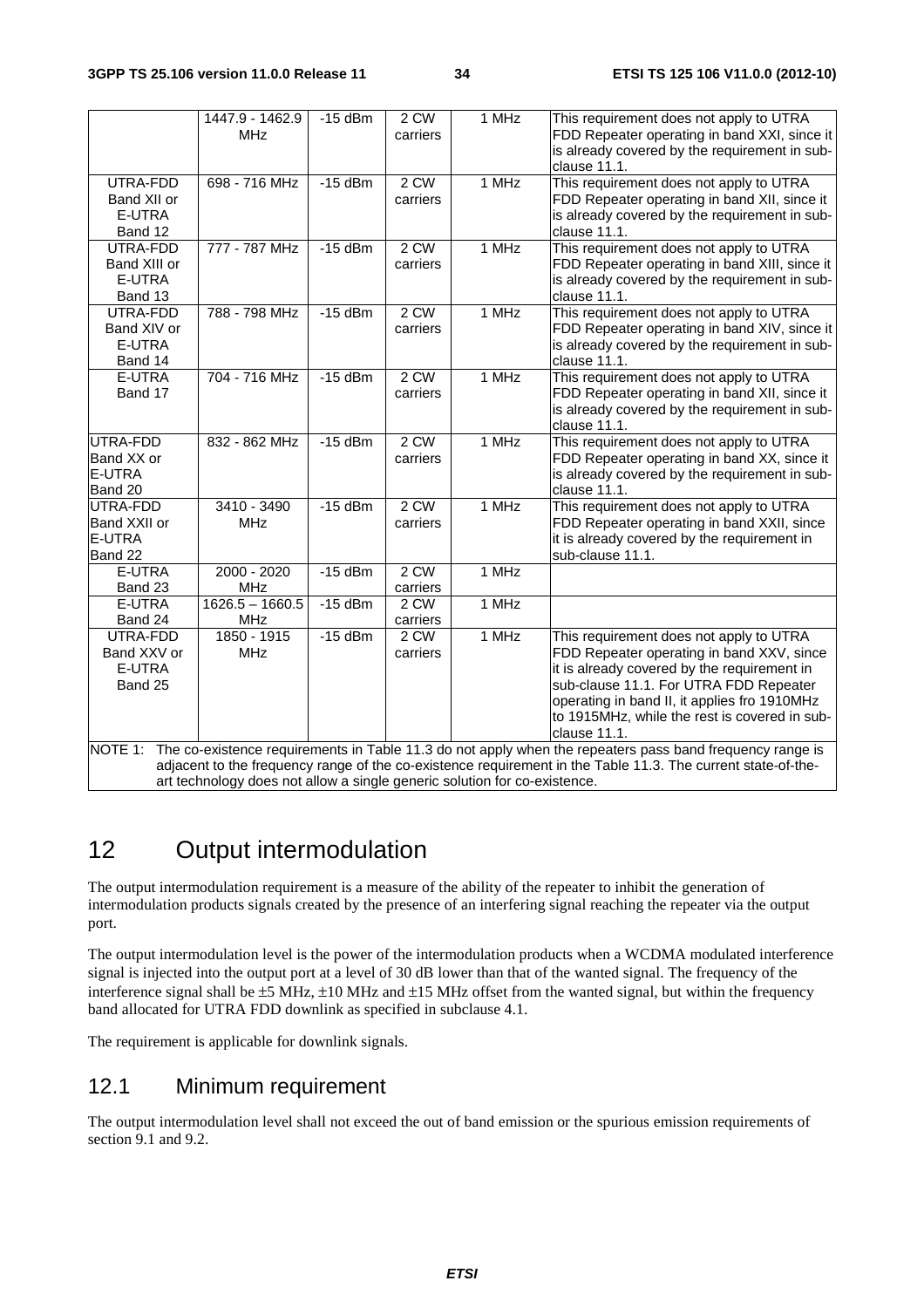|  | 1447.9 - 1462.9 MHz | -15 dBm | 2 CW carriers | 1 MHz | This requirement does not apply to UTRA FDD Repeater operating in band XXI, since it is already covered by the requirement in sub-clause 11.1. |
| --- | --- | --- | --- | --- | --- |
| UTRA-FDD Band XII or E-UTRA Band 12 | 698 - 716 MHz | -15 dBm | 2 CW carriers | 1 MHz | This requirement does not apply to UTRA FDD Repeater operating in band XII, since it is already covered by the requirement in sub-clause 11.1. |
| UTRA-FDD Band XIII or E-UTRA Band 13 | 777 - 787 MHz | -15 dBm | 2 CW carriers | 1 MHz | This requirement does not apply to UTRA FDD Repeater operating in band XIII, since it is already covered by the requirement in sub-clause 11.1. |
| UTRA-FDD Band XIV or E-UTRA Band 14 | 788 - 798 MHz | -15 dBm | 2 CW carriers | 1 MHz | This requirement does not apply to UTRA FDD Repeater operating in band XIV, since it is already covered by the requirement in sub-clause 11.1. |
| E-UTRA Band 17 | 704 - 716 MHz | -15 dBm | 2 CW carriers | 1 MHz | This requirement does not apply to UTRA FDD Repeater operating in band XII, since it is already covered by the requirement in sub-clause 11.1. |
| UTRA-FDD Band XX or E-UTRA Band 20 | 832 - 862 MHz | -15 dBm | 2 CW carriers | 1 MHz | This requirement does not apply to UTRA FDD Repeater operating in band XX, since it is already covered by the requirement in sub-clause 11.1. |
| UTRA-FDD Band XXII or E-UTRA Band 22 | 3410 - 3490 MHz | -15 dBm | 2 CW carriers | 1 MHz | This requirement does not apply to UTRA FDD Repeater operating in band XXII, since it is already covered by the requirement in sub-clause 11.1. |
| E-UTRA Band 23 | 2000 - 2020 MHz | -15 dBm | 2 CW carriers | 1 MHz |  |
| E-UTRA Band 24 | 1626.5 – 1660.5 MHz | -15 dBm | 2 CW carriers | 1 MHz |  |
| UTRA-FDD Band XXV or E-UTRA Band 25 | 1850 - 1915 MHz | -15 dBm | 2 CW carriers | 1 MHz | This requirement does not apply to UTRA FDD Repeater operating in band XXV, since it is already covered by the requirement in sub-clause 11.1. For UTRA FDD Repeater operating in band II, it applies fro 1910MHz to 1915MHz, while the rest is covered in sub-clause 11.1. |
| NOTE 1: The co-existence requirements in Table 11.3 do not apply when the repeaters pass band frequency range is adjacent to the frequency range of the co-existence requirement in the Table 11.3. The current state-of-the-art technology does not allow a single generic solution for co-existence. | | | | | |

# 12 Output intermodulation

The output intermodulation requirement is a measure of the ability of the repeater to inhibit the generation of intermodulation products signals created by the presence of an interfering signal reaching the repeater via the output port.

The output intermodulation level is the power of the intermodulation products when a WCDMA modulated interference signal is injected into the output port at a level of 30 dB lower than that of the wanted signal. The frequency of the interference signal shall be ±5 MHz, ±10 MHz and ±15 MHz offset from the wanted signal, but within the frequency band allocated for UTRA FDD downlink as specified in subclause 4.1.

The requirement is applicable for downlink signals.

## 12.1 Minimum requirement

The output intermodulation level shall not exceed the out of band emission or the spurious emission requirements of section 9.1 and 9.2.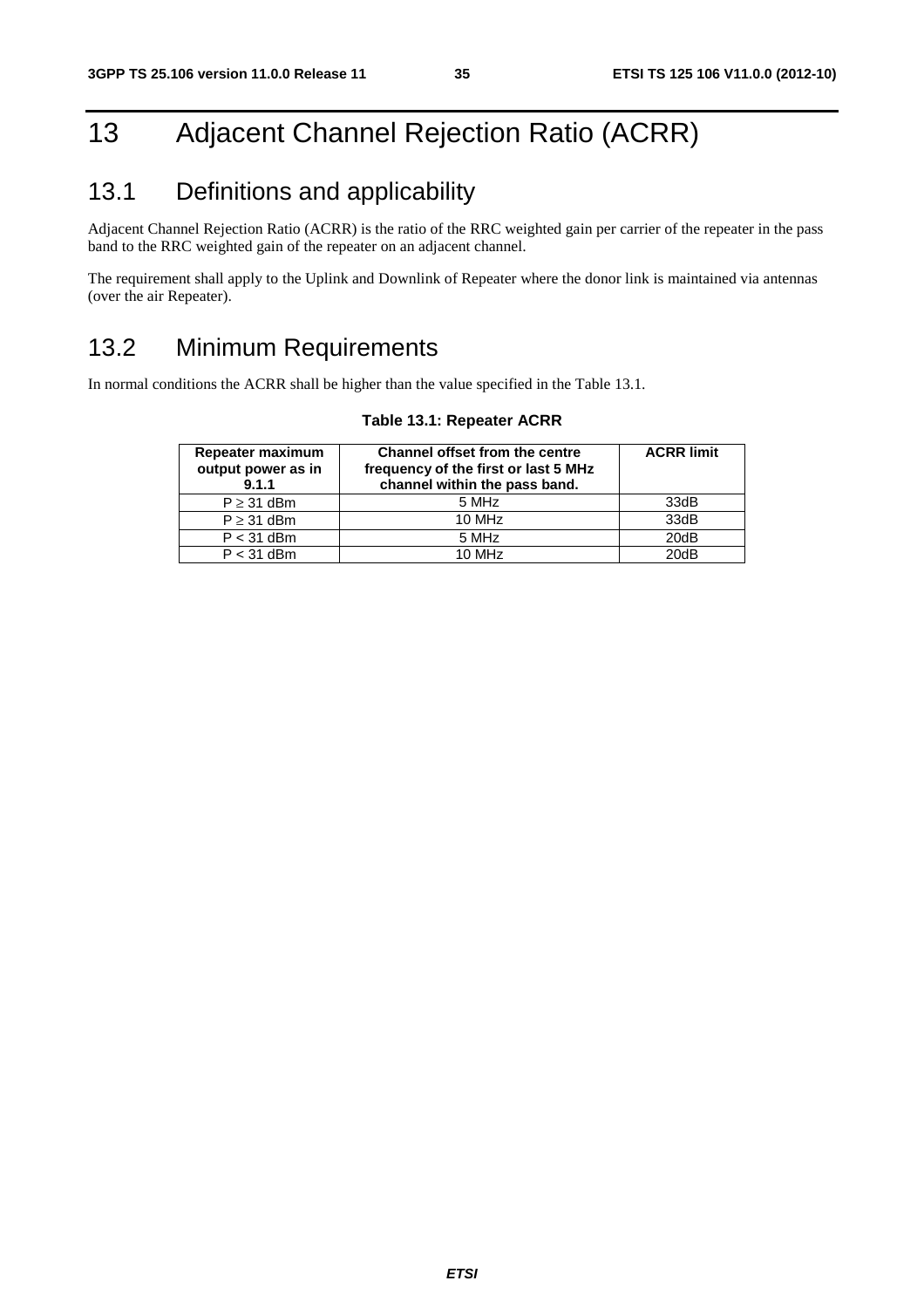# 13 Adjacent Channel Rejection Ratio (ACRR)

## 13.1 Definitions and applicability

Adjacent Channel Rejection Ratio (ACRR) is the ratio of the RRC weighted gain per carrier of the repeater in the pass band to the RRC weighted gain of the repeater on an adjacent channel.

The requirement shall apply to the Uplink and Downlink of Repeater where the donor link is maintained via antennas (over the air Repeater).

## 13.2 Minimum Requirements

In normal conditions the ACRR shall be higher than the value specified in the Table 13.1.

**Table 13.1: Repeater ACRR**

| Repeater maximum output power as in 9.1.1 | Channel offset from the centre frequency of the first or last 5 MHz channel within the pass band. | ACRR limit |
|---|---|---|
| P ≥ 31 dBm | 5 MHz | 33dB |
| P ≥ 31 dBm | 10 MHz | 33dB |
| P < 31 dBm | 5 MHz | 20dB |
| P < 31 dBm | 10 MHz | 20dB |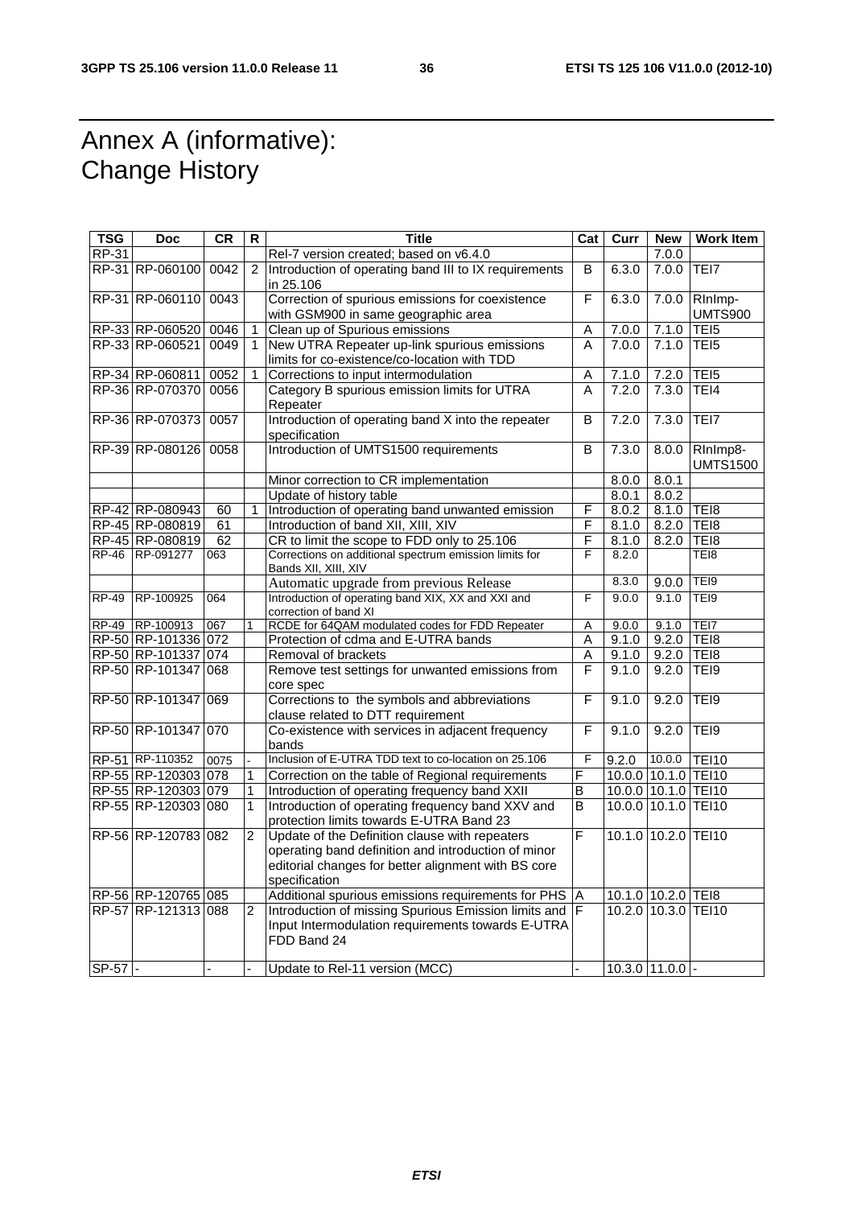# Annex A (informative): Change History

| TSG | Doc | CR | R | Title | Cat | Curr | New | Work Item |
|---|---|---|---|---|---|---|---|---|
| RP-31 | | | | Rel-7 version created; based on v6.4.0 | | | 7.0.0 | |
| RP-31 | RP-060100 | 0042 | 2 | Introduction of operating band III to IX requirements in 25.106 | B | 6.3.0 | 7.0.0 | TEI7 |
| RP-31 | RP-060110 | 0043 | | Correction of spurious emissions for coexistence with GSM900 in same geographic area | F | 6.3.0 | 7.0.0 | RInImp-UMTS900 |
| RP-33 | RP-060520 | 0046 | 1 | Clean up of Spurious emissions | A | 7.0.0 | 7.1.0 | TEI5 |
| RP-33 | RP-060521 | 0049 | 1 | New UTRA Repeater up-link spurious emissions limits for co-existence/co-location with TDD | A | 7.0.0 | 7.1.0 | TEI5 |
| RP-34 | RP-060811 | 0052 | 1 | Corrections to input intermodulation | A | 7.1.0 | 7.2.0 | TEI5 |
| RP-36 | RP-070370 | 0056 | | Category B spurious emission limits for UTRA Repeater | A | 7.2.0 | 7.3.0 | TEI4 |
| RP-36 | RP-070373 | 0057 | | Introduction of operating band X into the repeater specification | B | 7.2.0 | 7.3.0 | TEI7 |
| RP-39 | RP-080126 | 0058 | | Introduction of UMTS1500 requirements | B | 7.3.0 | 8.0.0 | RInImp8-UMTS1500 |
| | | | | Minor correction to CR implementation | | 8.0.0 | 8.0.1 | |
| | | | | Update of history table | | 8.0.1 | 8.0.2 | |
| RP-42 | RP-080943 | 60 | 1 | Introduction of operating band unwanted emission | F | 8.0.2 | 8.1.0 | TEI8 |
| RP-45 | RP-080819 | 61 | | Introduction of band XII, XIII, XIV | F | 8.1.0 | 8.2.0 | TEI8 |
| RP-45 | RP-080819 | 62 | | CR to limit the scope to FDD only to 25.106 | F | 8.1.0 | 8.2.0 | TEI8 |
| RP-46 | RP-091277 | 063 | | Corrections on additional spectrum emission limits for Bands XII, XIII, XIV | F | 8.2.0 | | TEI8 |
| | | | | Automatic upgrade from previous Release | | 8.3.0 | 9.0.0 | TEI9 |
| RP-49 | RP-100925 | 064 | | Introduction of operating band XIX, XX and XXI and correction of band XI | F | 9.0.0 | 9.1.0 | TEI9 |
| RP-49 | RP-100913 | 067 | 1 | RCDE for 64QAM modulated codes for FDD Repeater | A | 9.0.0 | 9.1.0 | TEI7 |
| RP-50 | RP-101336 | 072 | | Protection of cdma and E-UTRA bands | A | 9.1.0 | 9.2.0 | TEI8 |
| RP-50 | RP-101337 | 074 | | Removal of brackets | A | 9.1.0 | 9.2.0 | TEI8 |
| RP-50 | RP-101347 | 068 | | Remove test settings for unwanted emissions from core spec | F | 9.1.0 | 9.2.0 | TEI9 |
| RP-50 | RP-101347 | 069 | | Corrections to the symbols and abbreviations clause related to DTT requirement | F | 9.1.0 | 9.2.0 | TEI9 |
| RP-50 | RP-101347 | 070 | | Co-existence with services in adjacent frequency bands | F | 9.1.0 | 9.2.0 | TEI9 |
| RP-51 | RP-110352 | 0075 | - | Inclusion of E-UTRA TDD text to co-location on 25.106 | F | 9.2.0 | 10.0.0 | TEI10 |
| RP-55 | RP-120303 | 078 | 1 | Correction on the table of Regional requirements | F | 10.0.0 | 10.1.0 | TEI10 |
| RP-55 | RP-120303 | 079 | 1 | Introduction of operating frequency band XXII | B | 10.0.0 | 10.1.0 | TEI10 |
| RP-55 | RP-120303 | 080 | 1 | Introduction of operating frequency band XXV and protection limits towards E-UTRA Band 23 | B | 10.0.0 | 10.1.0 | TEI10 |
| RP-56 | RP-120783 | 082 | 2 | Update of the Definition clause with repeaters operating band definition and introduction of minor editorial changes for better alignment with BS core specification | F | 10.1.0 | 10.2.0 | TEI10 |
| RP-56 | RP-120765 | 085 | | Additional spurious emissions requirements for PHS | A | 10.1.0 | 10.2.0 | TEI8 |
| RP-57 | RP-121313 | 088 | 2 | Introduction of missing Spurious Emission limits and Input Intermodulation requirements towards E-UTRA FDD Band 24 | F | 10.2.0 | 10.3.0 | TEI10 |
| SP-57 | - | - | - | Update to Rel-11 version (MCC) | - | 10.3.0 | 11.0.0 | - |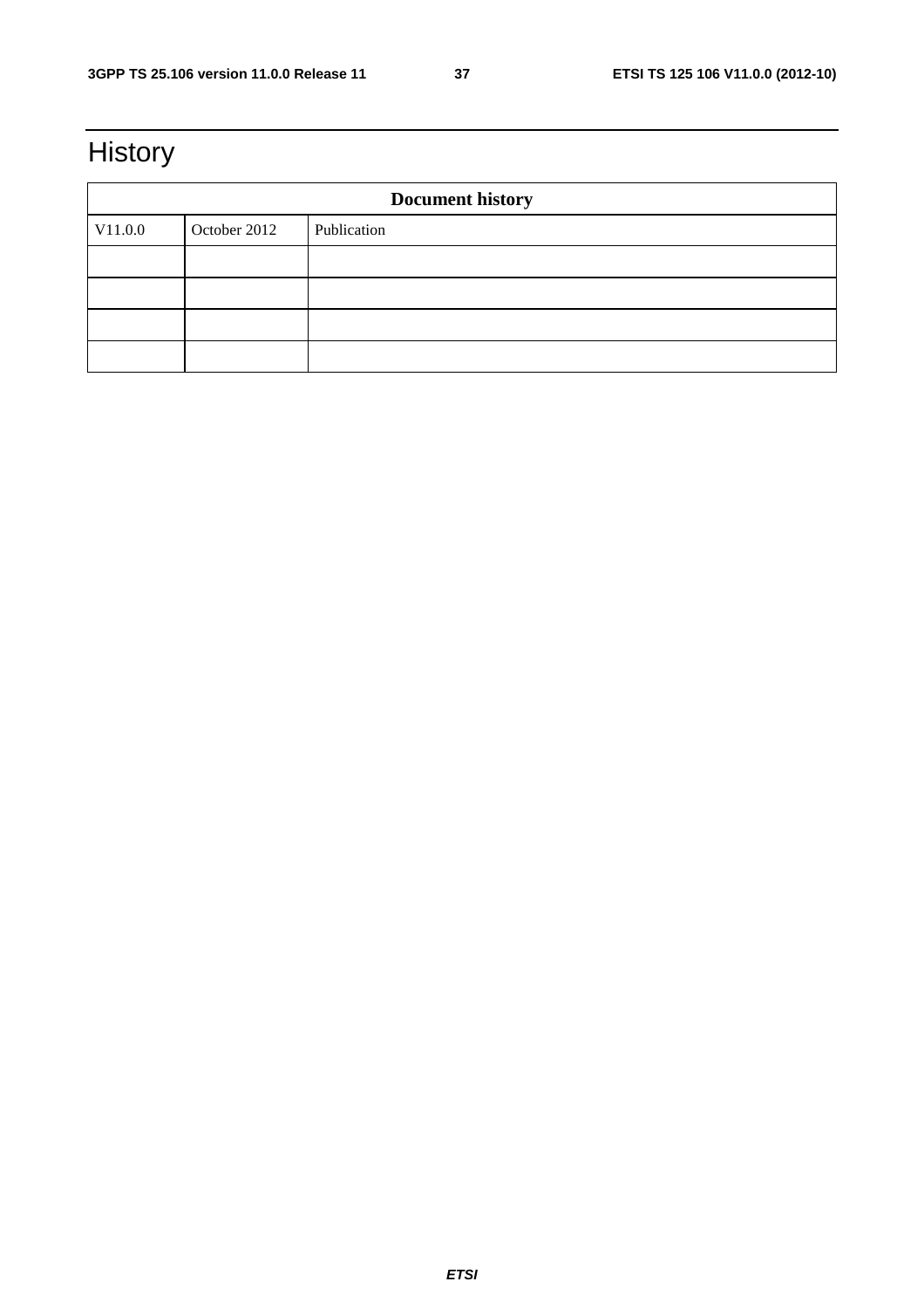# History

| Document history | | |
|---|---|---|
| V11.0.0 | October 2012 | Publication |
| | | |
| | | |
| | | |
| | | |